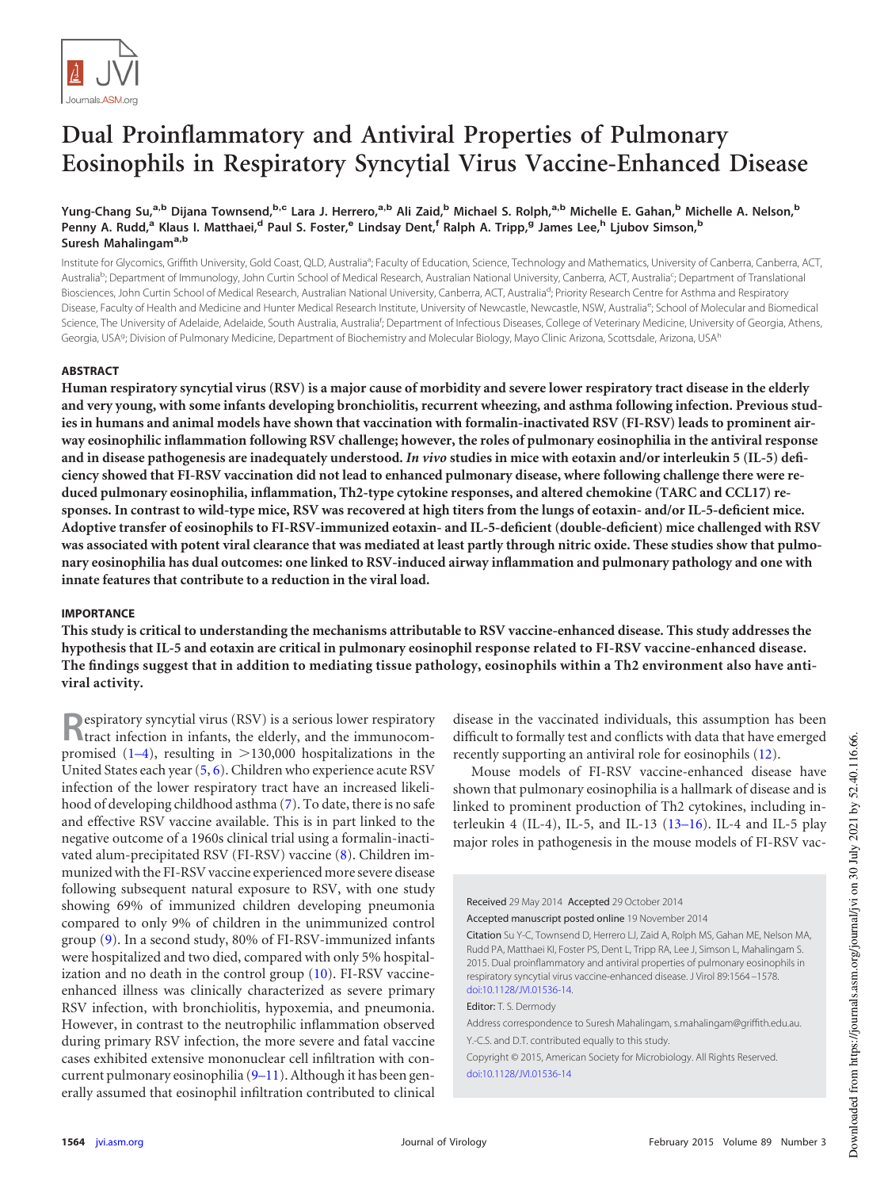# Dual Proinflammatory and Antiviral Properties of Pulmonary Eosinophils in Respiratory Syncytial Virus Vaccine-Enhanced Disease

**Yung-Chang Su,[a,b] Dijana Townsend,[b,c] Lara J. Herrero,[a,b] Ali Zaid,[b] Michael S. Rolph,[a,b] Michelle E. Gahan,[b] Michelle A. Nelson,[b] Penny A. Rudd,[a] Klaus I. Matthaei,[d] Paul S. Foster,[e] Lindsay Dent,[f] Ralph A. Tripp,[g] James Lee,[h] Ljubov Simson,[b] Suresh Mahalingam[a,b]**

Institute for Glycomics, Griffith University, Gold Coast, QLD, Australia[a]; Faculty of Education, Science, Technology and Mathematics, University of Canberra, Canberra, ACT, Australia[b]; Department of Immunology, John Curtin School of Medical Research, Australian National University, Canberra, ACT, Australia[c]; Department of Translational Biosciences, John Curtin School of Medical Research, Australian National University, Canberra, ACT, Australia[d]; Priority Research Centre for Asthma and Respiratory Disease, Faculty of Health and Medicine and Hunter Medical Research Institute, University of Newcastle, Newcastle, NSW, Australia[e]; School of Molecular and Biomedical Science, The University of Adelaide, Adelaide, South Australia, Australia[f]; Department of Infectious Diseases, College of Veterinary Medicine, University of Georgia, Athens, Georgia, USA[g]; Division of Pulmonary Medicine, Department of Biochemistry and Molecular Biology, Mayo Clinic Arizona, Scottsdale, Arizona, USA[h]

## ABSTRACT

**Human respiratory syncytial virus (RSV) is a major cause of morbidity and severe lower respiratory tract disease in the elderly and very young, with some infants developing bronchiolitis, recurrent wheezing, and asthma following infection. Previous studies in humans and animal models have shown that vaccination with formalin-inactivated RSV (FI-RSV) leads to prominent airway eosinophilic inflammation following RSV challenge; however, the roles of pulmonary eosinophilia in the antiviral response and in disease pathogenesis are inadequately understood. *In vivo* studies in mice with eotaxin and/or interleukin 5 (IL-5) deficiency showed that FI-RSV vaccination did not lead to enhanced pulmonary disease, where following challenge there were reduced pulmonary eosinophilia, inflammation, Th2-type cytokine responses, and altered chemokine (TARC and CCL17) responses. In contrast to wild-type mice, RSV was recovered at high titers from the lungs of eotaxin- and/or IL-5-deficient mice. Adoptive transfer of eosinophils to FI-RSV-immunized eotaxin- and IL-5-deficient (double-deficient) mice challenged with RSV was associated with potent viral clearance that was mediated at least partly through nitric oxide. These studies show that pulmonary eosinophilia has dual outcomes: one linked to RSV-induced airway inflammation and pulmonary pathology and one with innate features that contribute to a reduction in the viral load.**

## IMPORTANCE

**This study is critical to understanding the mechanisms attributable to RSV vaccine-enhanced disease. This study addresses the hypothesis that IL-5 and eotaxin are critical in pulmonary eosinophil response related to FI-RSV vaccine-enhanced disease. The findings suggest that in addition to mediating tissue pathology, eosinophils within a Th2 environment also have antiviral activity.**

Respiratory syncytial virus (RSV) is a serious lower respiratory tract infection in infants, the elderly, and the immunocompromised (1–4), resulting in >130,000 hospitalizations in the United States each year (5, 6). Children who experience acute RSV infection of the lower respiratory tract have an increased likelihood of developing childhood asthma (7). To date, there is no safe and effective RSV vaccine available. This is in part linked to the negative outcome of a 1960s clinical trial using a formalin-inactivated alum-precipitated RSV (FI-RSV) vaccine (8). Children immunized with the FI-RSV vaccine experienced more severe disease following subsequent natural exposure to RSV, with one study showing 69% of immunized children developing pneumonia compared to only 9% of children in the unimmunized control group (9). In a second study, 80% of FI-RSV-immunized infants were hospitalized and two died, compared with only 5% hospitalization and no death in the control group (10). FI-RSV vaccine-enhanced illness was clinically characterized as severe primary RSV infection, with bronchiolitis, hypoxemia, and pneumonia. However, in contrast to the neutrophilic inflammation observed during primary RSV infection, the more severe and fatal vaccine cases exhibited extensive mononuclear cell infiltration with concurrent pulmonary eosinophilia (9–11). Although it has been generally assumed that eosinophil infiltration contributed to clinical disease in the vaccinated individuals, this assumption has been difficult to formally test and conflicts with data that have emerged recently supporting an antiviral role for eosinophils (12).

Mouse models of FI-RSV vaccine-enhanced disease have shown that pulmonary eosinophilia is a hallmark of disease and is linked to prominent production of Th2 cytokines, including interleukin 4 (IL-4), IL-5, and IL-13 (13–16). IL-4 and IL-5 play major roles in pathogenesis in the mouse models of FI-RSV vac-

Received 29 May 2014 Accepted 29 October 2014

Accepted manuscript posted online 19 November 2014

Citation Su Y-C, Townsend D, Herrero LJ, Zaid A, Rolph MS, Gahan ME, Nelson MA, Rudd PA, Matthaei KI, Foster PS, Dent L, Tripp RA, Lee J, Simson L, Mahalingam S. 2015. Dual proinflammatory and antiviral properties of pulmonary eosinophils in respiratory syncytial virus vaccine-enhanced disease. J Virol 89:1564–1578. doi:10.1128/JVI.01536-14.

Editor: T. S. Dermody

Address correspondence to Suresh Mahalingam, s.mahalingam@griffith.edu.au.

Y.-C.S. and D.T. contributed equally to this study.

Copyright © 2015, American Society for Microbiology. All Rights Reserved.

doi:10.1128/JVI.01536-14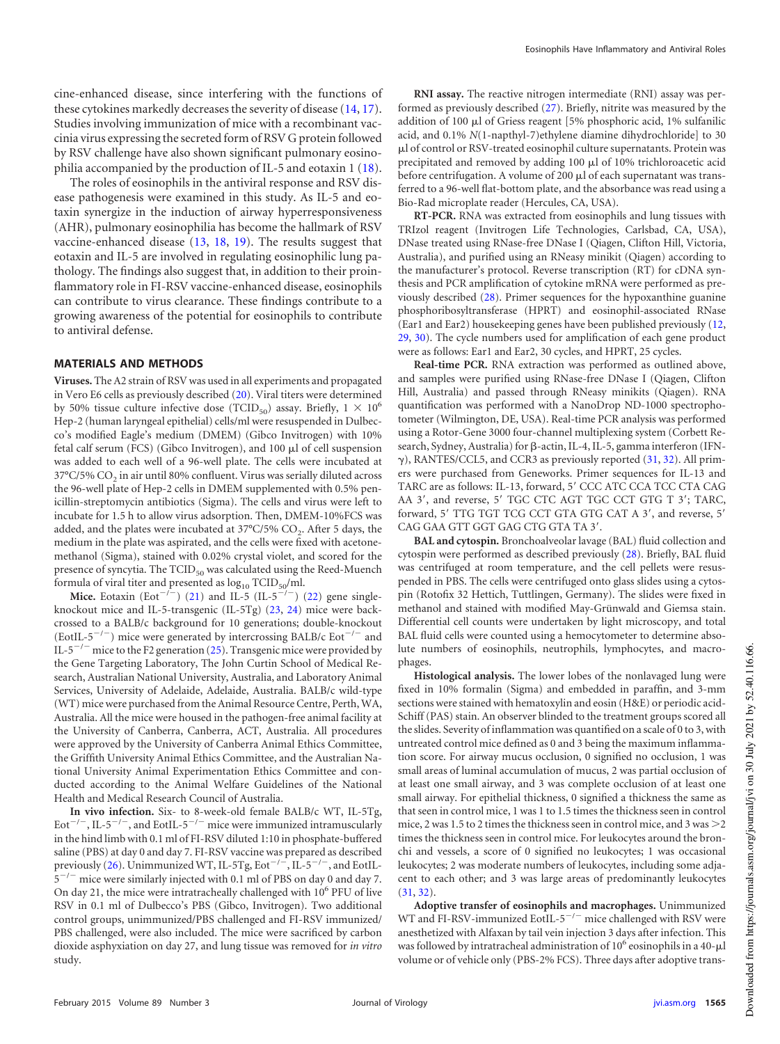cine-enhanced disease, since interfering with the functions of these cytokines markedly decreases the severity of disease (14, 17). Studies involving immunization of mice with a recombinant vaccinia virus expressing the secreted form of RSV G protein followed by RSV challenge have also shown significant pulmonary eosinophilia accompanied by the production of IL-5 and eotaxin 1 (18).

The roles of eosinophils in the antiviral response and RSV disease pathogenesis were examined in this study. As IL-5 and eotaxin synergize in the induction of airway hyperresponsiveness (AHR), pulmonary eosinophilia has become the hallmark of RSV vaccine-enhanced disease (13, 18, 19). The results suggest that eotaxin and IL-5 are involved in regulating eosinophilic lung pathology. The findings also suggest that, in addition to their proinflammatory role in FI-RSV vaccine-enhanced disease, eosinophils can contribute to virus clearance. These findings contribute to a growing awareness of the potential for eosinophils to contribute to antiviral defense.

## MATERIALS AND METHODS

**Viruses.** The A2 strain of RSV was used in all experiments and propagated in Vero E6 cells as previously described (20). Viral titers were determined by 50% tissue culture infective dose ($TCID_{50}$) assay. Briefly, $1 \times 10^6$ Hep-2 (human laryngeal epithelial) cells/ml were resuspended in Dulbecco's modified Eagle's medium (DMEM) (Gibco Invitrogen) with 10% fetal calf serum (FCS) (Gibco Invitrogen), and 100 μl of cell suspension was added to each well of a 96-well plate. The cells were incubated at 37°C/5% $CO_2$ in air until 80% confluent. Virus was serially diluted across the 96-well plate of Hep-2 cells in DMEM supplemented with 0.5% penicillin-streptomycin antibiotics (Sigma). The cells and virus were left to incubate for 1.5 h to allow virus adsorption. Then, DMEM-10%FCS was added, and the plates were incubated at 37°C/5% $CO_2$. After 5 days, the medium in the plate was aspirated, and the cells were fixed with acetone-methanol (Sigma), stained with 0.02% crystal violet, and scored for the presence of syncytia. The $TCID_{50}$ was calculated using the Reed-Muench formula of viral titer and presented as $\log_{10}$ $TCID_{50}$/ml.

**Mice.** Eotaxin ($Eot^{-/-}$) (21) and IL-5 ($IL\text{-}5^{-/-}$) (22) gene single-knockout mice and IL-5-transgenic (IL-5Tg) (23, 24) mice were backcrossed to a BALB/c background for 10 generations; double-knockout ($EotIL\text{-}5^{-/-}$) mice were generated by intercrossing BALB/c $Eot^{-/-}$ and $IL\text{-}5^{-/-}$ mice to the F2 generation (25). Transgenic mice were provided by the Gene Targeting Laboratory, The John Curtin School of Medical Research, Australian National University, Australia, and Laboratory Animal Services, University of Adelaide, Adelaide, Australia. BALB/c wild-type (WT) mice were purchased from the Animal Resource Centre, Perth, WA, Australia. All the mice were housed in the pathogen-free animal facility at the University of Canberra, Canberra, ACT, Australia. All procedures were approved by the University of Canberra Animal Ethics Committee, the Griffith University Animal Ethics Committee, and the Australian National University Animal Experimentation Ethics Committee and conducted according to the Animal Welfare Guidelines of the National Health and Medical Research Council of Australia.

**In vivo infection.** Six- to 8-week-old female BALB/c WT, IL-5Tg, $Eot^{-/-}$, $IL\text{-}5^{-/-}$, and $EotIL\text{-}5^{-/-}$ mice were immunized intramuscularly in the hind limb with 0.1 ml of FI-RSV diluted 1:10 in phosphate-buffered saline (PBS) at day 0 and day 7. FI-RSV vaccine was prepared as described previously (26). Unimmunized WT, IL-5Tg, $Eot^{-/-}$, $IL\text{-}5^{-/-}$, and $EotIL\text{-}5^{-/-}$ mice were similarly injected with 0.1 ml of PBS on day 0 and day 7. On day 21, the mice were intratracheally challenged with $10^6$ PFU of live RSV in 0.1 ml of Dulbecco's PBS (Gibco, Invitrogen). Two additional control groups, unimmunized/PBS challenged and FI-RSV immunized/PBS challenged, were also included. The mice were sacrificed by carbon dioxide asphyxiation on day 27, and lung tissue was removed for *in vitro* study.

**RNI assay.** The reactive nitrogen intermediate (RNI) assay was performed as previously described (27). Briefly, nitrite was measured by the addition of 100 μl of Griess reagent [5% phosphoric acid, 1% sulfanilic acid, and 0.1% *N*(1-napthyl-7)ethylene diamine dihydrochloride] to 30 μl of control or RSV-treated eosinophil culture supernatants. Protein was precipitated and removed by adding 100 μl of 10% trichloroacetic acid before centrifugation. A volume of 200 μl of each supernatant was transferred to a 96-well flat-bottom plate, and the absorbance was read using a Bio-Rad microplate reader (Hercules, CA, USA).

**RT-PCR.** RNA was extracted from eosinophils and lung tissues with TRIzol reagent (Invitrogen Life Technologies, Carlsbad, CA, USA), DNase treated using RNase-free DNase I (Qiagen, Clifton Hill, Victoria, Australia), and purified using an RNeasy minikit (Qiagen) according to the manufacturer's protocol. Reverse transcription (RT) for cDNA synthesis and PCR amplification of cytokine mRNA were performed as previously described (28). Primer sequences for the hypoxanthine guanine phosphoribosyltransferase (HPRT) and eosinophil-associated RNase (Ear1 and Ear2) housekeeping genes have been published previously (12, 29, 30). The cycle numbers used for amplification of each gene product were as follows: Ear1 and Ear2, 30 cycles, and HPRT, 25 cycles.

**Real-time PCR.** RNA extraction was performed as outlined above, and samples were purified using RNase-free DNase I (Qiagen, Clifton Hill, Australia) and passed through RNeasy minikits (Qiagen). RNA quantification was performed with a NanoDrop ND-1000 spectrophotometer (Wilmington, DE, USA). Real-time PCR analysis was performed using a Rotor-Gene 3000 four-channel multiplexing system (Corbett Research, Sydney, Australia) for β-actin, IL-4, IL-5, gamma interferon (IFN-γ), RANTES/CCL5, and CCR3 as previously reported (31, 32). All primers were purchased from Geneworks. Primer sequences for IL-13 and TARC are as follows: IL-13, forward, 5′ CCC ATC CCA TCC CTA CAG AA 3′, and reverse, 5′ TGC CTC AGT TGC CCT GTG T 3′; TARC, forward, 5′ TTG TGT TCG CCT GTA GTG CAT A 3′, and reverse, 5′ CAG GAA GTT GGT GAG CTG GTA TA 3′.

**BAL and cytospin.** Bronchoalveolar lavage (BAL) fluid collection and cytospin were performed as described previously (28). Briefly, BAL fluid was centrifuged at room temperature, and the cell pellets were resuspended in PBS. The cells were centrifuged onto glass slides using a cytospin (Rotofix 32 Hettich, Tuttlingen, Germany). The slides were fixed in methanol and stained with modified May-Grünwald and Giemsa stain. Differential cell counts were undertaken by light microscopy, and total BAL fluid cells were counted using a hemocytometer to determine absolute numbers of eosinophils, neutrophils, lymphocytes, and macrophages.

**Histological analysis.** The lower lobes of the nonlavaged lung were fixed in 10% formalin (Sigma) and embedded in paraffin, and 3-mm sections were stained with hematoxylin and eosin (H&E) or periodic acid-Schiff (PAS) stain. An observer blinded to the treatment groups scored all the slides. Severity of inflammation was quantified on a scale of 0 to 3, with untreated control mice defined as 0 and 3 being the maximum inflammation score. For airway mucus occlusion, 0 signified no occlusion, 1 was small areas of luminal accumulation of mucus, 2 was partial occlusion of at least one small airway, and 3 was complete occlusion of at least one small airway. For epithelial thickness, 0 signified a thickness the same as that seen in control mice, 1 was 1 to 1.5 times the thickness seen in control mice, 2 was 1.5 to 2 times the thickness seen in control mice, and 3 was >2 times the thickness seen in control mice. For leukocytes around the bronchi and vessels, a score of 0 signified no leukocytes; 1 was occasional leukocytes; 2 was moderate numbers of leukocytes, including some adjacent to each other; and 3 was large areas of predominantly leukocytes (31, 32).

**Adoptive transfer of eosinophils and macrophages.** Unimmunized WT and FI-RSV-immunized $EotIL\text{-}5^{-/-}$ mice challenged with RSV were anesthetized with Alfaxan by tail vein injection 3 days after infection. This was followed by intratracheal administration of $10^6$ eosinophils in a 40-μl volume or of vehicle only (PBS-2% FCS). Three days after adoptive trans-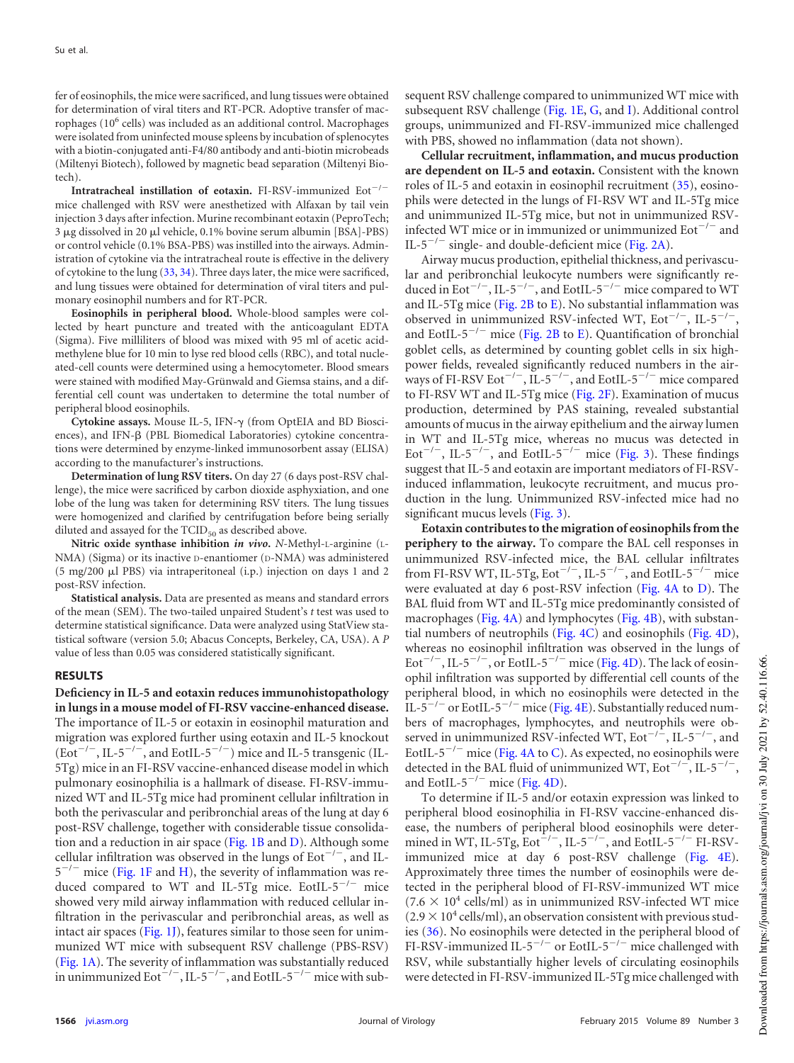fer of eosinophils, the mice were sacrificed, and lung tissues were obtained for determination of viral titers and RT-PCR. Adoptive transfer of macrophages ($10^6$ cells) was included as an additional control. Macrophages were isolated from uninfected mouse spleens by incubation of splenocytes with a biotin-conjugated anti-F4/80 antibody and anti-biotin microbeads (Miltenyi Biotech), followed by magnetic bead separation (Miltenyi Biotech).

**Intratracheal instillation of eotaxin.** FI-RSV-immunized Eot$^{-/-}$ mice challenged with RSV were anesthetized with Alfaxan by tail vein injection 3 days after infection. Murine recombinant eotaxin (PeproTech; 3 μg dissolved in 20 μl vehicle, 0.1% bovine serum albumin [BSA]-PBS) or control vehicle (0.1% BSA-PBS) was instilled into the airways. Administration of cytokine via the intratracheal route is effective in the delivery of cytokine to the lung (33, 34). Three days later, the mice were sacrificed, and lung tissues were obtained for determination of viral titers and pulmonary eosinophil numbers and for RT-PCR.

**Eosinophils in peripheral blood.** Whole-blood samples were collected by heart puncture and treated with the anticoagulant EDTA (Sigma). Five milliliters of blood was mixed with 95 ml of acetic acid-methylene blue for 10 min to lyse red blood cells (RBC), and total nucleated-cell counts were determined using a hemocytometer. Blood smears were stained with modified May-Grünwald and Giemsa stains, and a differential cell count was undertaken to determine the total number of peripheral blood eosinophils.

**Cytokine assays.** Mouse IL-5, IFN-γ (from OptEIA and BD Biosciences), and IFN-β (PBL Biomedical Laboratories) cytokine concentrations were determined by enzyme-linked immunosorbent assay (ELISA) according to the manufacturer's instructions.

**Determination of lung RSV titers.** On day 27 (6 days post-RSV challenge), the mice were sacrificed by carbon dioxide asphyxiation, and one lobe of the lung was taken for determining RSV titers. The lung tissues were homogenized and clarified by centrifugation before being serially diluted and assayed for the $TCID_{50}$ as described above.

**Nitric oxide synthase inhibition *in vivo*.** *N*-Methyl-L-arginine (L-NMA) (Sigma) or its inactive D-enantiomer (D-NMA) was administered (5 mg/200 μl PBS) via intraperitoneal (i.p.) injection on days 1 and 2 post-RSV infection.

**Statistical analysis.** Data are presented as means and standard errors of the mean (SEM). The two-tailed unpaired Student's *t* test was used to determine statistical significance. Data were analyzed using StatView statistical software (version 5.0; Abacus Concepts, Berkeley, CA, USA). A *P* value of less than 0.05 was considered statistically significant.

## RESULTS

**Deficiency in IL-5 and eotaxin reduces immunohistopathology in lungs in a mouse model of FI-RSV vaccine-enhanced disease.** The importance of IL-5 or eotaxin in eosinophil maturation and migration was explored further using eotaxin and IL-5 knockout (Eot$^{-/-}$, IL-5$^{-/-}$, and EotIL-5$^{-/-}$) mice and IL-5 transgenic (IL-5Tg) mice in an FI-RSV vaccine-enhanced disease model in which pulmonary eosinophilia is a hallmark of disease. FI-RSV-immunized WT and IL-5Tg mice had prominent cellular infiltration in both the perivascular and peribronchial areas of the lung at day 6 post-RSV challenge, together with considerable tissue consolidation and a reduction in air space (Fig. 1B and D). Although some cellular infiltration was observed in the lungs of Eot$^{-/-}$, and IL-5$^{-/-}$ mice (Fig. 1F and H), the severity of inflammation was reduced compared to WT and IL-5Tg mice. EotIL-5$^{-/-}$ mice showed very mild airway inflammation with reduced cellular infiltration in the perivascular and peribronchial areas, as well as intact air spaces (Fig. 1J), features similar to those seen for unimmunized WT mice with subsequent RSV challenge (PBS-RSV) (Fig. 1A). The severity of inflammation was substantially reduced in unimmunized Eot$^{-/-}$, IL-5$^{-/-}$, and EotIL-5$^{-/-}$ mice with subsequent RSV challenge compared to unimmunized WT mice with subsequent RSV challenge (Fig. 1E, G, and I). Additional control groups, unimmunized and FI-RSV-immunized mice challenged with PBS, showed no inflammation (data not shown).

**Cellular recruitment, inflammation, and mucus production are dependent on IL-5 and eotaxin.** Consistent with the known roles of IL-5 and eotaxin in eosinophil recruitment (35), eosinophils were detected in the lungs of FI-RSV WT and IL-5Tg mice and unimmunized IL-5Tg mice, but not in unimmunized RSV-infected WT mice or in immunized or unimmunized Eot$^{-/-}$ and IL-5$^{-/-}$ single- and double-deficient mice (Fig. 2A).

Airway mucus production, epithelial thickness, and perivascular and peribronchial leukocyte numbers were significantly reduced in Eot$^{-/-}$, IL-5$^{-/-}$, and EotIL-5$^{-/-}$ mice compared to WT and IL-5Tg mice (Fig. 2B to E). No substantial inflammation was observed in unimmunized RSV-infected WT, Eot$^{-/-}$, IL-5$^{-/-}$, and EotIL-5$^{-/-}$ mice (Fig. 2B to E). Quantification of bronchial goblet cells, as determined by counting goblet cells in six high-power fields, revealed significantly reduced numbers in the airways of FI-RSV Eot$^{-/-}$, IL-5$^{-/-}$, and EotIL-5$^{-/-}$ mice compared to FI-RSV WT and IL-5Tg mice (Fig. 2F). Examination of mucus production, determined by PAS staining, revealed substantial amounts of mucus in the airway epithelium and the airway lumen in WT and IL-5Tg mice, whereas no mucus was detected in Eot$^{-/-}$, IL-5$^{-/-}$, and EotIL-5$^{-/-}$ mice (Fig. 3). These findings suggest that IL-5 and eotaxin are important mediators of FI-RSV-induced inflammation, leukocyte recruitment, and mucus production in the lung. Unimmunized RSV-infected mice had no significant mucus levels (Fig. 3).

**Eotaxin contributes to the migration of eosinophils from the periphery to the airway.** To compare the BAL cellular responses in unimmunized RSV-infected mice, the BAL cellular infiltrates from FI-RSV WT, IL-5Tg, Eot$^{-/-}$, IL-5$^{-/-}$, and EotIL-5$^{-/-}$ mice were evaluated at day 6 post-RSV infection (Fig. 4A to D). The BAL fluid from WT and IL-5Tg mice predominantly consisted of macrophages (Fig. 4A) and lymphocytes (Fig. 4B), with substantial numbers of neutrophils (Fig. 4C) and eosinophils (Fig. 4D), whereas no eosinophil infiltration was observed in the lungs of Eot$^{-/-}$, IL-5$^{-/-}$, or EotIL-5$^{-/-}$ mice (Fig. 4D). The lack of eosinophil infiltration was supported by differential cell counts of the peripheral blood, in which no eosinophils were detected in the IL-5$^{-/-}$ or EotIL-5$^{-/-}$ mice (Fig. 4E). Substantially reduced numbers of macrophages, lymphocytes, and neutrophils were observed in unimmunized RSV-infected WT, Eot$^{-/-}$, IL-5$^{-/-}$, and EotIL-5$^{-/-}$ mice (Fig. 4A to C). As expected, no eosinophils were detected in the BAL fluid of unimmunized WT, Eot$^{-/-}$, IL-5$^{-/-}$, and EotIL-5$^{-/-}$ mice (Fig. 4D).

To determine if IL-5 and/or eotaxin expression was linked to peripheral blood eosinophilia in FI-RSV vaccine-enhanced disease, the numbers of peripheral blood eosinophils were determined in WT, IL-5Tg, Eot$^{-/-}$, IL-5$^{-/-}$, and EotIL-5$^{-/-}$ FI-RSV-immunized mice at day 6 post-RSV challenge (Fig. 4E). Approximately three times the number of eosinophils were detected in the peripheral blood of FI-RSV-immunized WT mice ($7.6 \times 10^4$ cells/ml) as in unimmunized RSV-infected WT mice ($2.9 \times 10^4$ cells/ml), an observation consistent with previous studies (36). No eosinophils were detected in the peripheral blood of FI-RSV-immunized IL-5$^{-/-}$ or EotIL-5$^{-/-}$ mice challenged with RSV, while substantially higher levels of circulating eosinophils were detected in FI-RSV-immunized IL-5Tg mice challenged with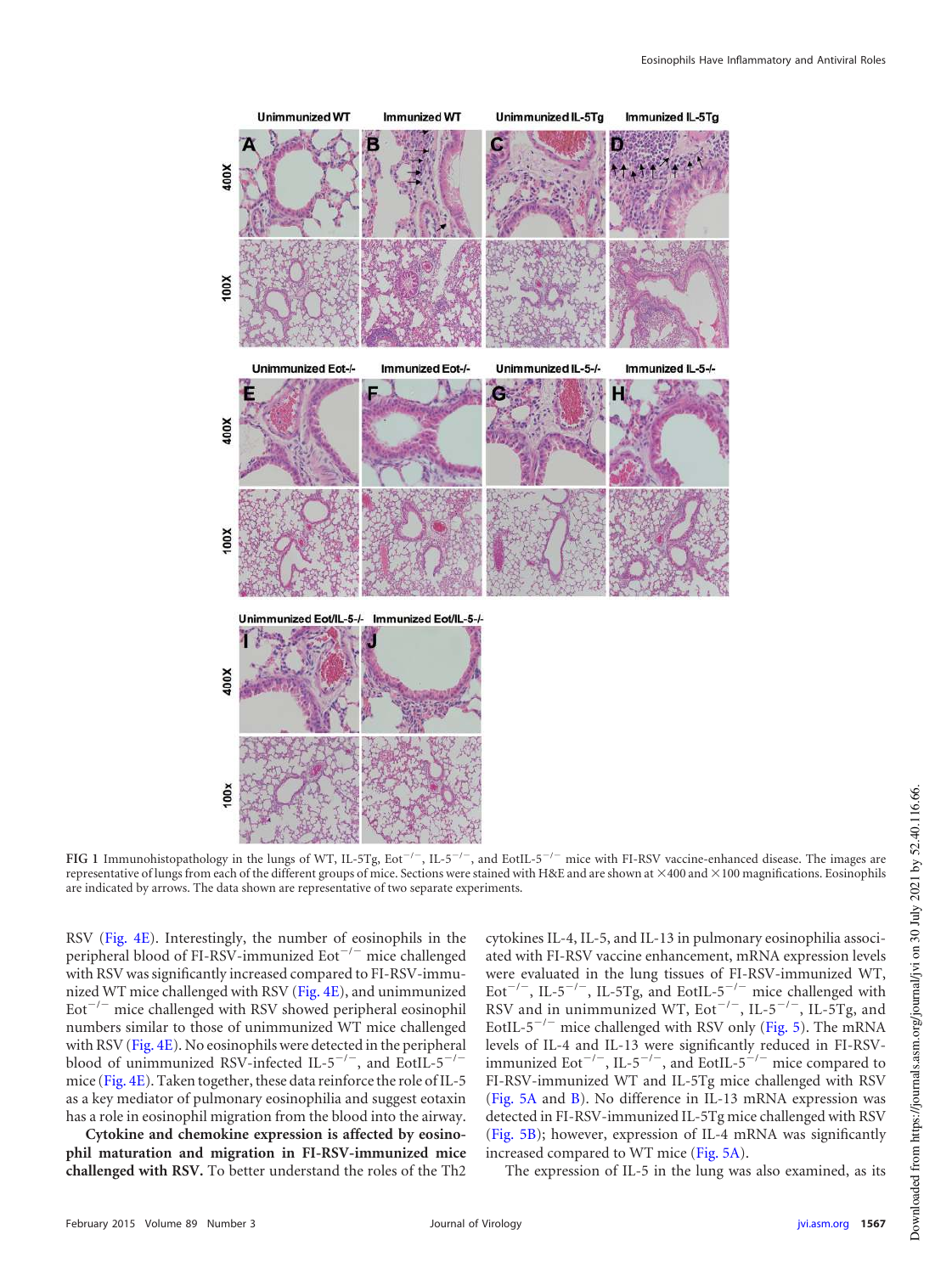FIG 1 Immunohistopathology in the lungs of WT, IL-5Tg, $Eot^{-/-}$, $IL-5^{-/-}$, and $EotIL-5^{-/-}$ mice with FI-RSV vaccine-enhanced disease. The images are representative of lungs from each of the different groups of mice. Sections were stained with H&E and are shown at ×400 and ×100 magnifications. Eosinophils are indicated by arrows. The data shown are representative of two separate experiments.

RSV (Fig. 4E). Interestingly, the number of eosinophils in the peripheral blood of FI-RSV-immunized $Eot^{-/-}$ mice challenged with RSV was significantly increased compared to FI-RSV-immunized WT mice challenged with RSV (Fig. 4E), and unimmunized $Eot^{-/-}$ mice challenged with RSV showed peripheral eosinophil numbers similar to those of unimmunized WT mice challenged with RSV (Fig. 4E). No eosinophils were detected in the peripheral blood of unimmunized RSV-infected $IL-5^{-/-}$, and $EotIL-5^{-/-}$ mice (Fig. 4E). Taken together, these data reinforce the role of IL-5 as a key mediator of pulmonary eosinophilia and suggest eotaxin has a role in eosinophil migration from the blood into the airway.

**Cytokine and chemokine expression is affected by eosinophil maturation and migration in FI-RSV-immunized mice challenged with RSV.** To better understand the roles of the Th2 cytokines IL-4, IL-5, and IL-13 in pulmonary eosinophilia associated with FI-RSV vaccine enhancement, mRNA expression levels were evaluated in the lung tissues of FI-RSV-immunized WT, $Eot^{-/-}$, $IL-5^{-/-}$, IL-5Tg, and $EotIL-5^{-/-}$ mice challenged with RSV and in unimmunized WT, $Eot^{-/-}$, $IL-5^{-/-}$, IL-5Tg, and $EotIL-5^{-/-}$ mice challenged with RSV only (Fig. 5). The mRNA levels of IL-4 and IL-13 were significantly reduced in FI-RSV-immunized $Eot^{-/-}$, $IL-5^{-/-}$, and $EotIL-5^{-/-}$ mice compared to FI-RSV-immunized WT and IL-5Tg mice challenged with RSV (Fig. 5A and B). No difference in IL-13 mRNA expression was detected in FI-RSV-immunized IL-5Tg mice challenged with RSV (Fig. 5B); however, expression of IL-4 mRNA was significantly increased compared to WT mice (Fig. 5A).

The expression of IL-5 in the lung was also examined, as its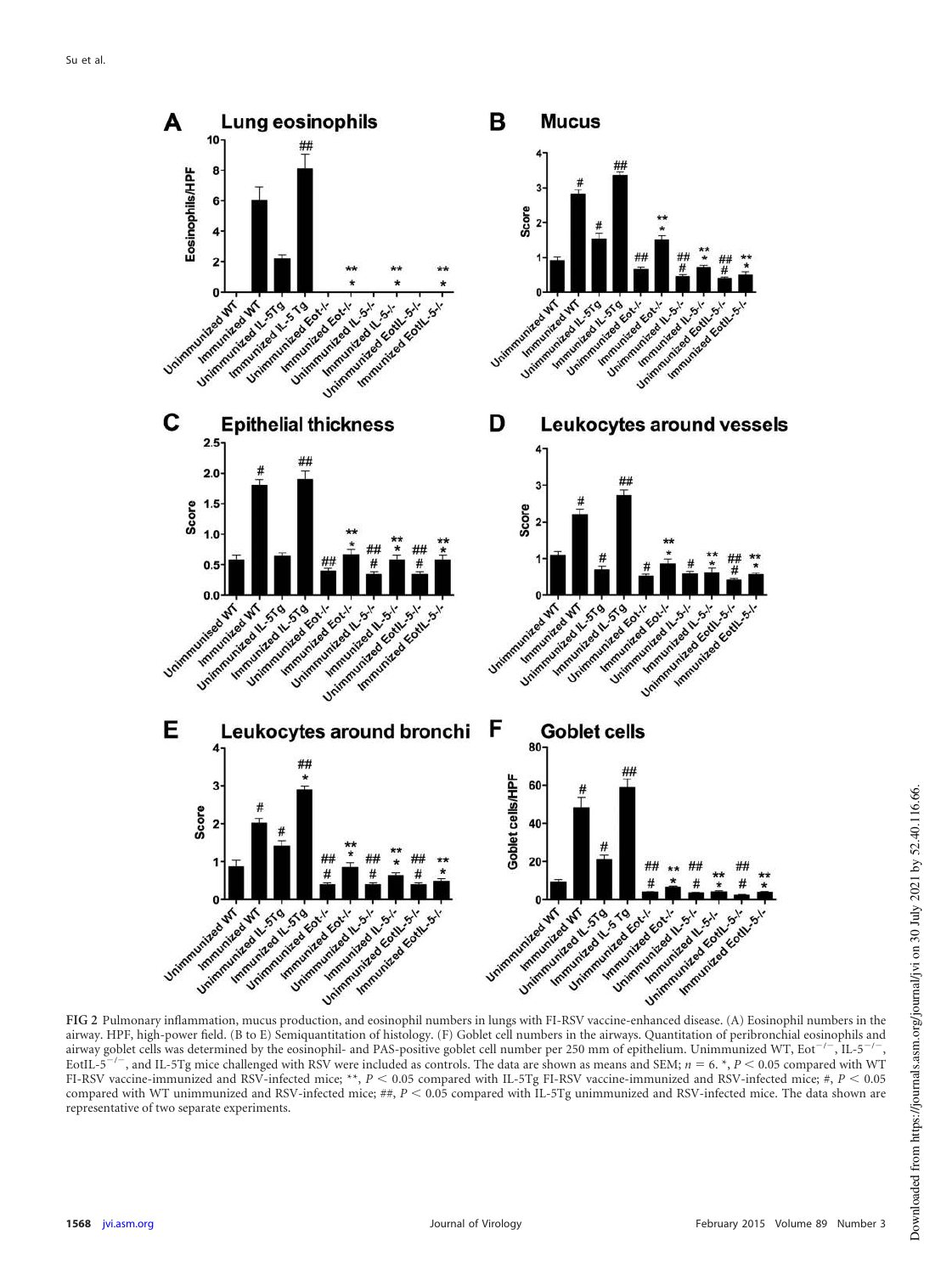FIG 2 Pulmonary inflammation, mucus production, and eosinophil numbers in lungs with FI-RSV vaccine-enhanced disease. (A) Eosinophil numbers in the airway. HPF, high-power field. (B to E) Semiquantitation of histology. (F) Goblet cell numbers in the airways. Quantitation of peribronchial eosinophils and airway goblet cells was determined by the eosinophil- and PAS-positive goblet cell number per 250 mm of epithelium. Unimmunized WT, $Eot^{-/-}$, $IL\text{-}5^{-/-}$, $EotIL\text{-}5^{-/-}$, and IL-5Tg mice challenged with RSV were included as controls. The data are shown as means and SEM; $n = 6$. *, $P < 0.05$ compared with WT FI-RSV vaccine-immunized and RSV-infected mice; **, $P < 0.05$ compared with IL-5Tg FI-RSV vaccine-immunized and RSV-infected mice; #, $P < 0.05$ compared with WT unimmunized and RSV-infected mice; ##, $P < 0.05$ compared with IL-5Tg unimmunized and RSV-infected mice. The data shown are representative of two separate experiments.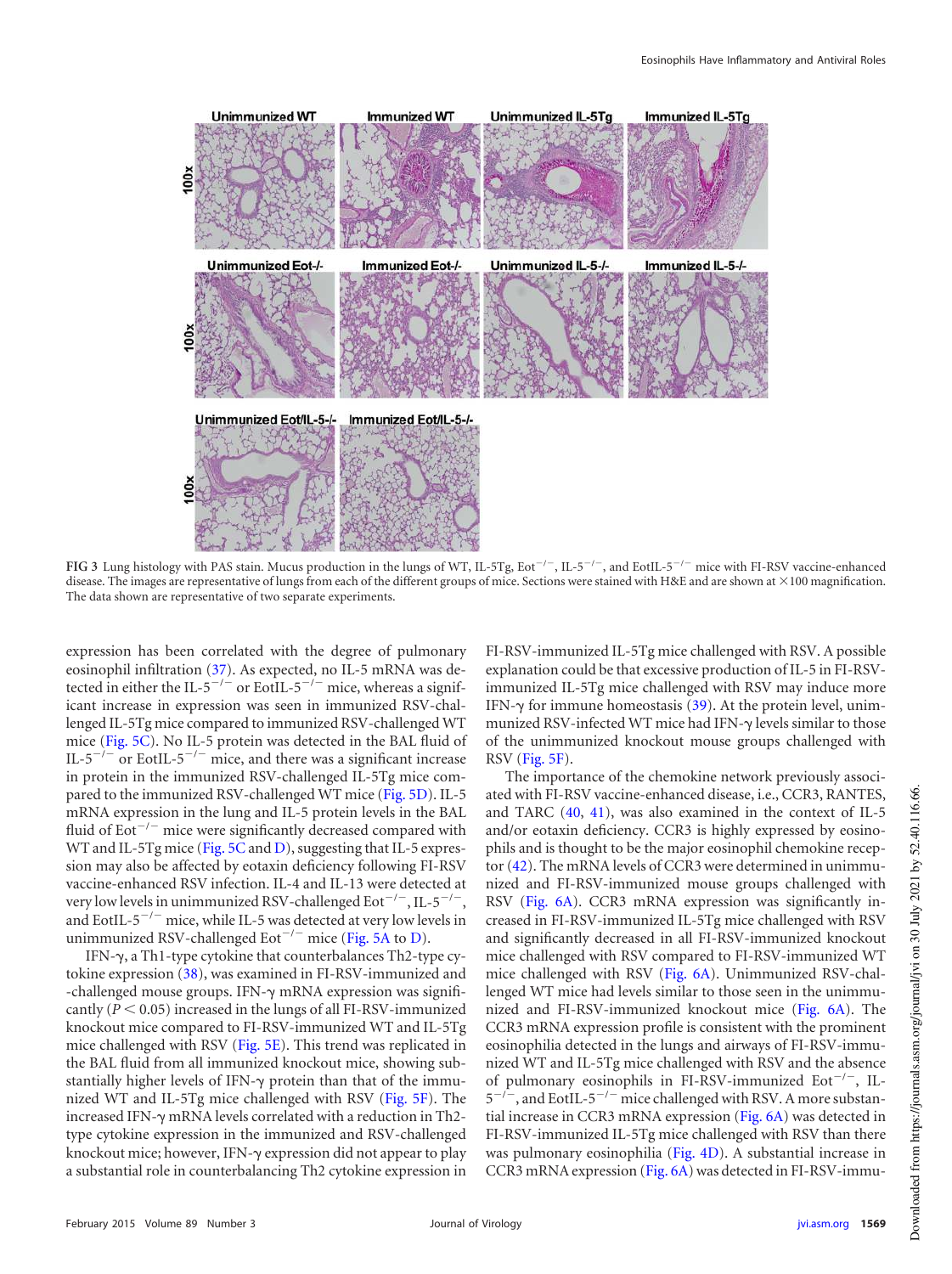FIG 3 Lung histology with PAS stain. Mucus production in the lungs of WT, IL-5Tg, Eot$^{-/-}$, IL-5$^{-/-}$, and EotIL-5$^{-/-}$ mice with FI-RSV vaccine-enhanced disease. The images are representative of lungs from each of the different groups of mice. Sections were stained with H&E and are shown at ×100 magnification. The data shown are representative of two separate experiments.

expression has been correlated with the degree of pulmonary eosinophil infiltration (37). As expected, no IL-5 mRNA was detected in either the IL-5$^{-/-}$ or EotIL-5$^{-/-}$ mice, whereas a significant increase in expression was seen in immunized RSV-challenged IL-5Tg mice compared to immunized RSV-challenged WT mice (Fig. 5C). No IL-5 protein was detected in the BAL fluid of IL-5$^{-/-}$ or EotIL-5$^{-/-}$ mice, and there was a significant increase in protein in the immunized RSV-challenged IL-5Tg mice compared to the immunized RSV-challenged WT mice (Fig. 5D). IL-5 mRNA expression in the lung and IL-5 protein levels in the BAL fluid of Eot$^{-/-}$ mice were significantly decreased compared with WT and IL-5Tg mice (Fig. 5C and D), suggesting that IL-5 expression may also be affected by eotaxin deficiency following FI-RSV vaccine-enhanced RSV infection. IL-4 and IL-13 were detected at very low levels in unimmunized RSV-challenged Eot$^{-/-}$, IL-5$^{-/-}$, and EotIL-5$^{-/-}$ mice, while IL-5 was detected at very low levels in unimmunized RSV-challenged Eot$^{-/-}$ mice (Fig. 5A to D).

IFN-γ, a Th1-type cytokine that counterbalances Th2-type cytokine expression (38), was examined in FI-RSV-immunized and -challenged mouse groups. IFN-γ mRNA expression was significantly ($P < 0.05$) increased in the lungs of all FI-RSV-immunized knockout mice compared to FI-RSV-immunized WT and IL-5Tg mice challenged with RSV (Fig. 5E). This trend was replicated in the BAL fluid from all immunized knockout mice, showing substantially higher levels of IFN-γ protein than that of the immunized WT and IL-5Tg mice challenged with RSV (Fig. 5F). The increased IFN-γ mRNA levels correlated with a reduction in Th2-type cytokine expression in the immunized and RSV-challenged knockout mice; however, IFN-γ expression did not appear to play a substantial role in counterbalancing Th2 cytokine expression in FI-RSV-immunized IL-5Tg mice challenged with RSV. A possible explanation could be that excessive production of IL-5 in FI-RSV-immunized IL-5Tg mice challenged with RSV may induce more IFN-γ for immune homeostasis (39). At the protein level, unimmunized RSV-infected WT mice had IFN-γ levels similar to those of the unimmunized knockout mouse groups challenged with RSV (Fig. 5F).

The importance of the chemokine network previously associated with FI-RSV vaccine-enhanced disease, i.e., CCR3, RANTES, and TARC (40, 41), was also examined in the context of IL-5 and/or eotaxin deficiency. CCR3 is highly expressed by eosinophils and is thought to be the major eosinophil chemokine receptor (42). The mRNA levels of CCR3 were determined in unimmunized and FI-RSV-immunized mouse groups challenged with RSV (Fig. 6A). CCR3 mRNA expression was significantly increased in FI-RSV-immunized IL-5Tg mice challenged with RSV and significantly decreased in all FI-RSV-immunized knockout mice challenged with RSV compared to FI-RSV-immunized WT mice challenged with RSV (Fig. 6A). Unimmunized RSV-challenged WT mice had levels similar to those seen in the unimmunized and FI-RSV-immunized knockout mice (Fig. 6A). The CCR3 mRNA expression profile is consistent with the prominent eosinophilia detected in the lungs and airways of FI-RSV-immunized WT and IL-5Tg mice challenged with RSV and the absence of pulmonary eosinophils in FI-RSV-immunized Eot$^{-/-}$, IL-5$^{-/-}$, and EotIL-5$^{-/-}$ mice challenged with RSV. A more substantial increase in CCR3 mRNA expression (Fig. 6A) was detected in FI-RSV-immunized IL-5Tg mice challenged with RSV than there was pulmonary eosinophilia (Fig. 4D). A substantial increase in CCR3 mRNA expression (Fig. 6A) was detected in FI-RSV-immu-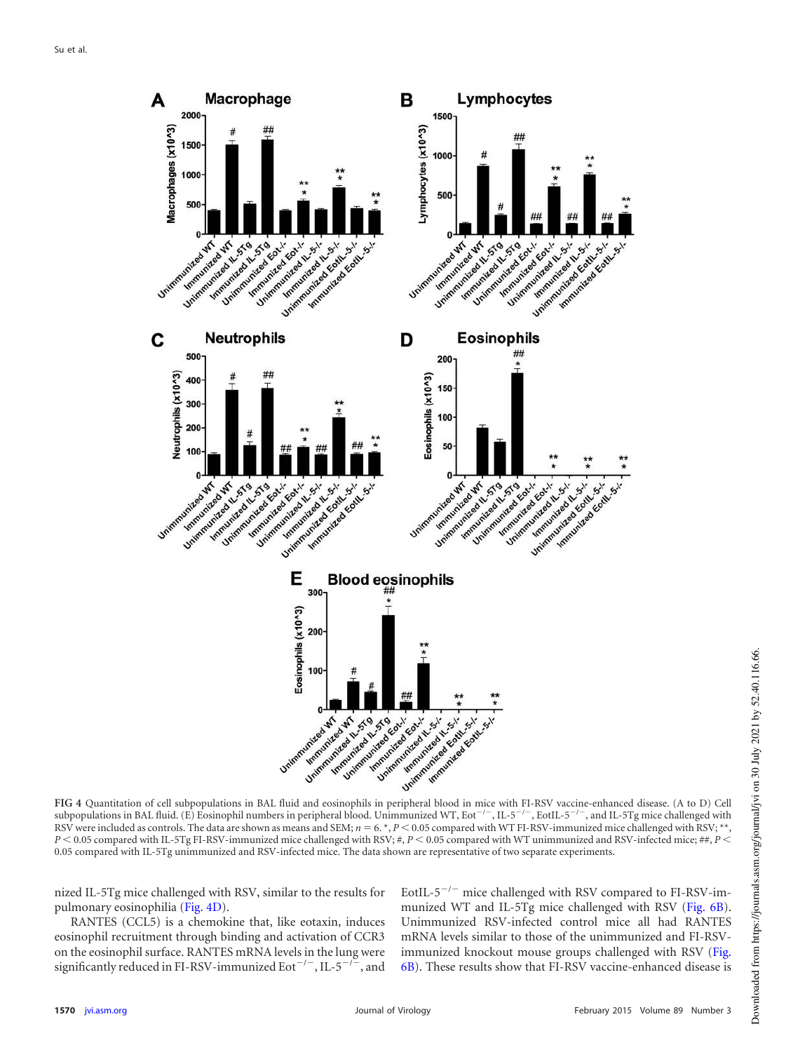FIG 4 Quantitation of cell subpopulations in BAL fluid and eosinophils in peripheral blood in mice with FI-RSV vaccine-enhanced disease. (A to D) Cell subpopulations in BAL fluid. (E) Eosinophil numbers in peripheral blood. Unimmunized WT, $Eot^{-/-}$, $IL\text{-}5^{-/-}$, $EotIL\text{-}5^{-/-}$, and IL-5Tg mice challenged with RSV were included as controls. The data are shown as means and SEM; $n = 6$. *, $P < 0.05$ compared with WT FI-RSV-immunized mice challenged with RSV; **, $P < 0.05$ compared with IL-5Tg FI-RSV-immunized mice challenged with RSV; #, $P < 0.05$ compared with WT unimmunized and RSV-infected mice; ##, $P < 0.05$ compared with IL-5Tg unimmunized and RSV-infected mice. The data shown are representative of two separate experiments.

nized IL-5Tg mice challenged with RSV, similar to the results for pulmonary eosinophilia (Fig. 4D).

RANTES (CCL5) is a chemokine that, like eotaxin, induces eosinophil recruitment through binding and activation of CCR3 on the eosinophil surface. RANTES mRNA levels in the lung were significantly reduced in FI-RSV-immunized $Eot^{-/-}$, $IL\text{-}5^{-/-}$, and $EotIL\text{-}5^{-/-}$ mice challenged with RSV compared to FI-RSV-immunized WT and IL-5Tg mice challenged with RSV (Fig. 6B). Unimmunized RSV-infected control mice all had RANTES mRNA levels similar to those of the unimmunized and FI-RSV-immunized knockout mouse groups challenged with RSV (Fig. 6B). These results show that FI-RSV vaccine-enhanced disease is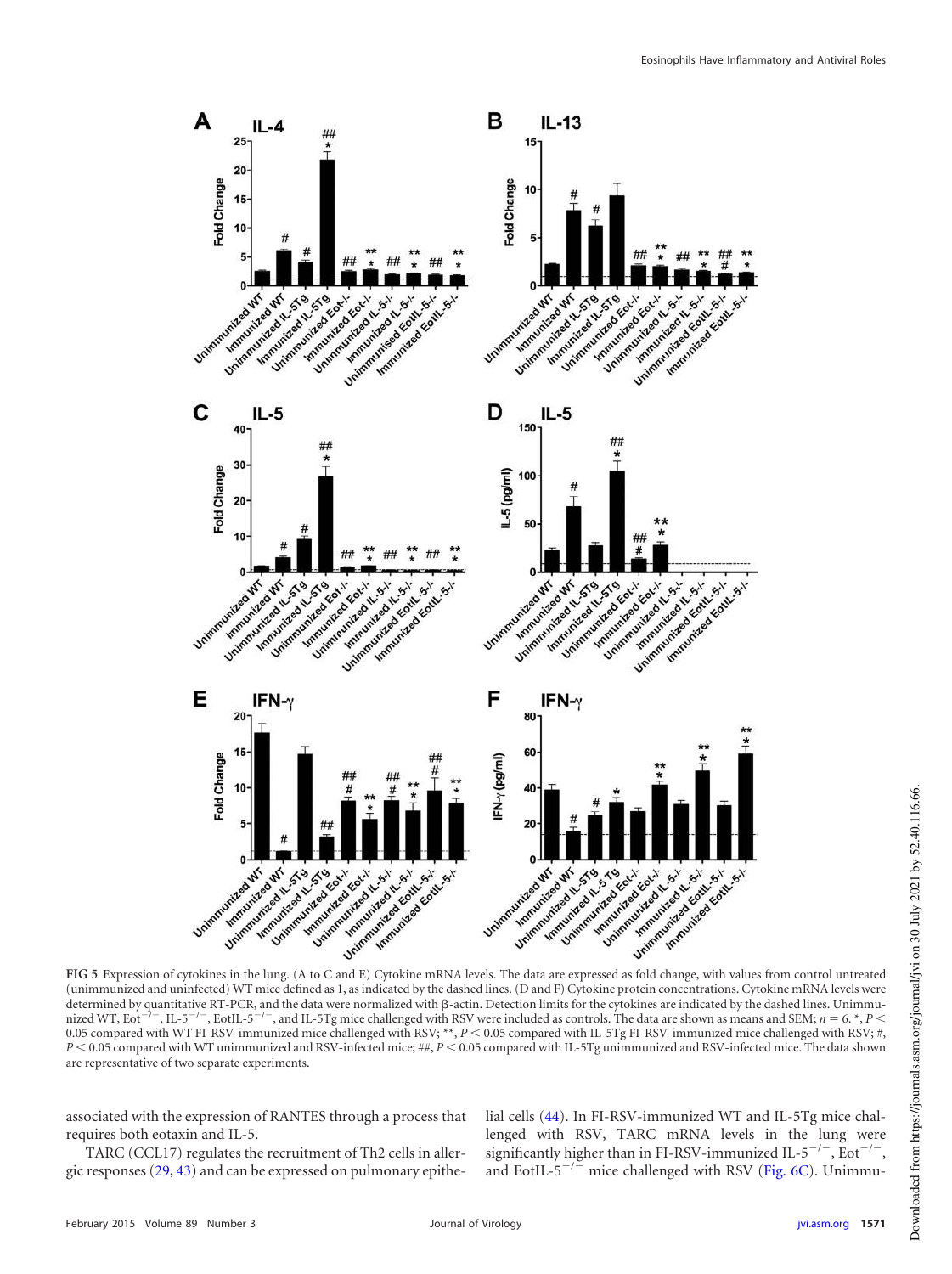FIG 5 Expression of cytokines in the lung. (A to C and E) Cytokine mRNA levels. The data are expressed as fold change, with values from control untreated (unimmunized and uninfected) WT mice defined as 1, as indicated by the dashed lines. (D and F) Cytokine protein concentrations. Cytokine mRNA levels were determined by quantitative RT-PCR, and the data were normalized with β-actin. Detection limits for the cytokines are indicated by the dashed lines. Unimmunized WT, Eot$^{-/-}$, IL-5$^{-/-}$, EotIL-5$^{-/-}$, and IL-5Tg mice challenged with RSV were included as controls. The data are shown as means and SEM; $n = 6$. *, $P < 0.05$ compared with WT FI-RSV-immunized mice challenged with RSV; **, $P < 0.05$ compared with IL-5Tg FI-RSV-immunized mice challenged with RSV; #, $P < 0.05$ compared with WT unimmunized and RSV-infected mice; ##, $P < 0.05$ compared with IL-5Tg unimmunized and RSV-infected mice. The data shown are representative of two separate experiments.

associated with the expression of RANTES through a process that requires both eotaxin and IL-5.

TARC (CCL17) regulates the recruitment of Th2 cells in allergic responses (29, 43) and can be expressed on pulmonary epithelial cells (44). In FI-RSV-immunized WT and IL-5Tg mice challenged with RSV, TARC mRNA levels in the lung were significantly higher than in FI-RSV-immunized IL-5$^{-/-}$, Eot$^{-/-}$, and EotIL-5$^{-/-}$ mice challenged with RSV (Fig. 6C). Unimmu-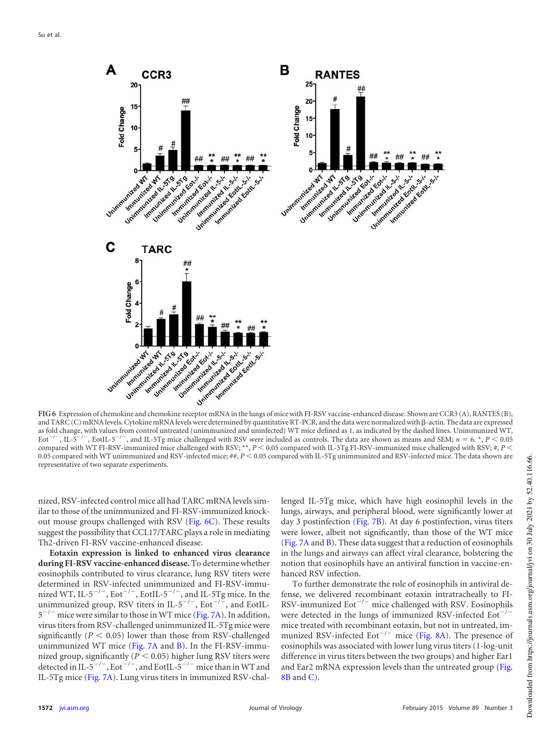FIG 6 Expression of chemokine and chemokine receptor mRNA in the lungs of mice with FI-RSV vaccine-enhanced disease. Shown are CCR3 (A), RANTES (B), and TARC (C) mRNA levels. Cytokine mRNA levels were determined by quantitative RT-PCR, and the data were normalized with β-actin. The data are expressed as fold change, with values from control untreated (unimmunized and uninfected) WT mice defined as 1, as indicated by the dashed lines. Unimmunized WT, $Eot^{-/-}$, $IL-5^{-/-}$, $EotIL-5^{-/-}$, and IL-5Tg mice challenged with RSV were included as controls. The data are shown as means and SEM; $n = 6$. *, $P < 0.05$ compared with WT FI-RSV-immunized mice challenged with RSV; **, $P < 0.05$ compared with IL-5Tg FI-RSV-immunized mice challenged with RSV; #, $P < 0.05$ compared with WT unimmunized and RSV-infected mice; ##, $P < 0.05$ compared with IL-5Tg unimmunized and RSV-infected mice. The data shown are representative of two separate experiments.

nized, RSV-infected control mice all had TARC mRNA levels similar to those of the unimmunized and FI-RSV-immunized knockout mouse groups challenged with RSV (Fig. 6C). These results suggest the possibility that CCL17/TARC plays a role in mediating Th2-driven FI-RSV vaccine-enhanced disease.

**Eotaxin expression is linked to enhanced virus clearance during FI-RSV vaccine-enhanced disease.** To determine whether eosinophils contributed to virus clearance, lung RSV titers were determined in RSV-infected unimmunized and FI-RSV-immunized WT, $IL-5^{-/-}$, $Eot^{-/-}$, $EotIL-5^{-/-}$, and IL-5Tg mice. In the unimmunized group, RSV titers in $IL-5^{-/-}$, $Eot^{-/-}$, and $EotIL-5^{-/-}$ mice were similar to those in WT mice (Fig. 7A). In addition, virus titers from RSV-challenged unimmunized IL-5Tg mice were significantly ($P < 0.05$) lower than those from RSV-challenged unimmunized WT mice (Fig. 7A and B). In the FI-RSV-immunized group, significantly ($P < 0.05$) higher lung RSV titers were detected in $IL-5^{-/-}$, $Eot^{-/-}$, and $EotIL-5^{-/-}$ mice than in WT and IL-5Tg mice (Fig. 7A). Lung virus titers in immunized RSV-challenged IL-5Tg mice, which have high eosinophil levels in the lungs, airways, and peripheral blood, were significantly lower at day 3 postinfection (Fig. 7B). At day 6 postinfection, virus titers were lower, albeit not significantly, than those of the WT mice (Fig. 7A and B). These data suggest that a reduction of eosinophils in the lungs and airways can affect viral clearance, bolstering the notion that eosinophils have an antiviral function in vaccine-enhanced RSV infection.

To further demonstrate the role of eosinophils in antiviral defense, we delivered recombinant eotaxin intratracheally to FI-RSV-immunized $Eot^{-/-}$ mice challenged with RSV. Eosinophils were detected in the lungs of immunized RSV-infected $Eot^{-/-}$ mice treated with recombinant eotaxin, but not in untreated, immunized RSV-infected $Eot^{-/-}$ mice (Fig. 8A). The presence of eosinophils was associated with lower lung virus titers (1-log-unit difference in virus titers between the two groups) and higher Ear1 and Ear2 mRNA expression levels than the untreated group (Fig. 8B and C).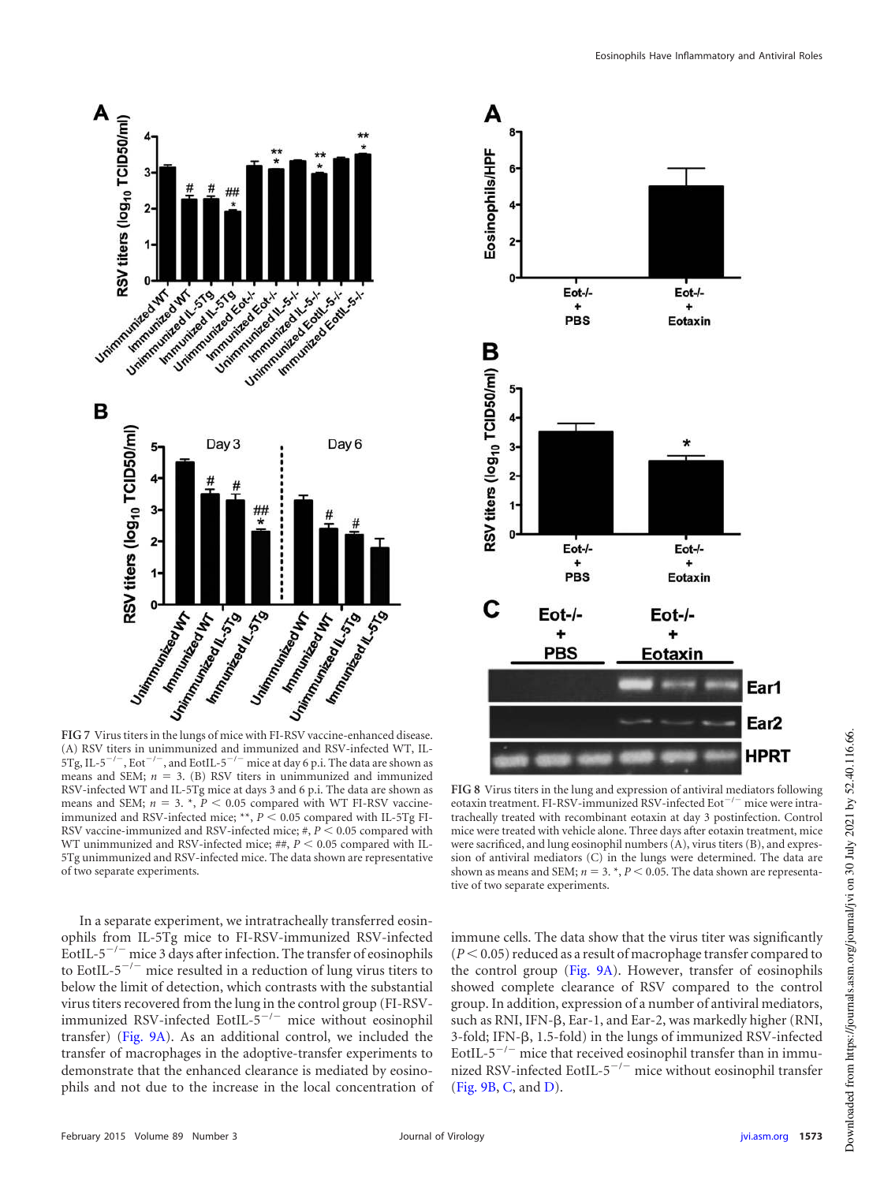FIG 7 Virus titers in the lungs of mice with FI-RSV vaccine-enhanced disease. (A) RSV titers in unimmunized and immunized and RSV-infected WT, IL-5Tg, IL-5$^{-/-}$, Eot$^{-/-}$, and EotIL-5$^{-/-}$ mice at day 6 p.i. The data are shown as means and SEM; $n = 3$. (B) RSV titers in unimmunized and immunized RSV-infected WT and IL-5Tg mice at days 3 and 6 p.i. The data are shown as means and SEM; $n = 3$. *, $P < 0.05$ compared with WT FI-RSV vaccine-immunized and RSV-infected mice; **, $P < 0.05$ compared with IL-5Tg FI-RSV vaccine-immunized and RSV-infected mice; #, $P < 0.05$ compared with WT unimmunized and RSV-infected mice; ##, $P < 0.05$ compared with IL-5Tg unimmunized and RSV-infected mice. The data shown are representative of two separate experiments.

FIG 8 Virus titers in the lung and expression of antiviral mediators following eotaxin treatment. FI-RSV-immunized RSV-infected Eot$^{-/-}$ mice were intratracheally treated with recombinant eotaxin at day 3 postinfection. Control mice were treated with vehicle alone. Three days after eotaxin treatment, mice were sacrificed, and lung eosinophil numbers (A), virus titers (B), and expression of antiviral mediators (C) in the lungs were determined. The data are shown as means and SEM; $n = 3$. *, $P < 0.05$. The data shown are representative of two separate experiments.

In a separate experiment, we intratracheally transferred eosinophils from IL-5Tg mice to FI-RSV-immunized RSV-infected EotIL-5$^{-/-}$ mice 3 days after infection. The transfer of eosinophils to EotIL-5$^{-/-}$ mice resulted in a reduction of lung virus titers to below the limit of detection, which contrasts with the substantial virus titers recovered from the lung in the control group (FI-RSV-immunized RSV-infected EotIL-5$^{-/-}$ mice without eosinophil transfer) (Fig. 9A). As an additional control, we included the transfer of macrophages in the adoptive-transfer experiments to demonstrate that the enhanced clearance is mediated by eosinophils and not due to the increase in the local concentration of immune cells. The data show that the virus titer was significantly ($P < 0.05$) reduced as a result of macrophage transfer compared to the control group (Fig. 9A). However, transfer of eosinophils showed complete clearance of RSV compared to the control group. In addition, expression of a number of antiviral mediators, such as RNI, IFN-β, Ear-1, and Ear-2, was markedly higher (RNI, 3-fold; IFN-β, 1.5-fold) in the lungs of immunized RSV-infected EotIL-5$^{-/-}$ mice that received eosinophil transfer than in immunized RSV-infected EotIL-5$^{-/-}$ mice without eosinophil transfer (Fig. 9B, C, and D).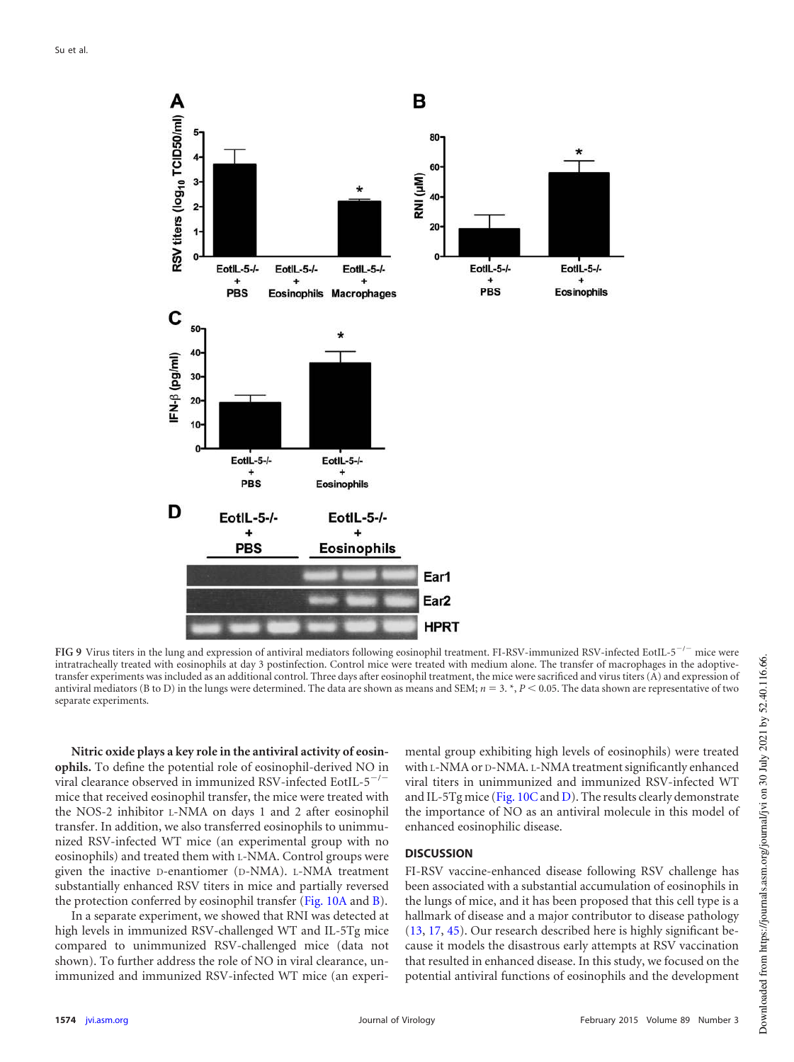FIG 9 Virus titers in the lung and expression of antiviral mediators following eosinophil treatment. FI-RSV-immunized RSV-infected EotIL-5$^{-/-}$ mice were intratracheally treated with eosinophils at day 3 postinfection. Control mice were treated with medium alone. The transfer of macrophages in the adoptive-transfer experiments was included as an additional control. Three days after eosinophil treatment, the mice were sacrificed and virus titers (A) and expression of antiviral mediators (B to D) in the lungs were determined. The data are shown as means and SEM; $n = 3$. *, $P < 0.05$. The data shown are representative of two separate experiments.

**Nitric oxide plays a key role in the antiviral activity of eosinophils.** To define the potential role of eosinophil-derived NO in viral clearance observed in immunized RSV-infected EotIL-5$^{-/-}$ mice that received eosinophil transfer, the mice were treated with the NOS-2 inhibitor L-NMA on days 1 and 2 after eosinophil transfer. In addition, we also transferred eosinophils to unimmunized RSV-infected WT mice (an experimental group with no eosinophils) and treated them with L-NMA. Control groups were given the inactive D-enantiomer (D-NMA). L-NMA treatment substantially enhanced RSV titers in mice and partially reversed the protection conferred by eosinophil transfer (Fig. 10A and B).

In a separate experiment, we showed that RNI was detected at high levels in immunized RSV-challenged WT and IL-5Tg mice compared to unimmunized RSV-challenged mice (data not shown). To further address the role of NO in viral clearance, unimmunized and immunized RSV-infected WT mice (an experimental group exhibiting high levels of eosinophils) were treated with L-NMA or D-NMA. L-NMA treatment significantly enhanced viral titers in unimmunized and immunized RSV-infected WT and IL-5Tg mice (Fig. 10C and D). The results clearly demonstrate the importance of NO as an antiviral molecule in this model of enhanced eosinophilic disease.

## DISCUSSION

FI-RSV vaccine-enhanced disease following RSV challenge has been associated with a substantial accumulation of eosinophils in the lungs of mice, and it has been proposed that this cell type is a hallmark of disease and a major contributor to disease pathology (13, 17, 45). Our research described here is highly significant because it models the disastrous early attempts at RSV vaccination that resulted in enhanced disease. In this study, we focused on the potential antiviral functions of eosinophils and the development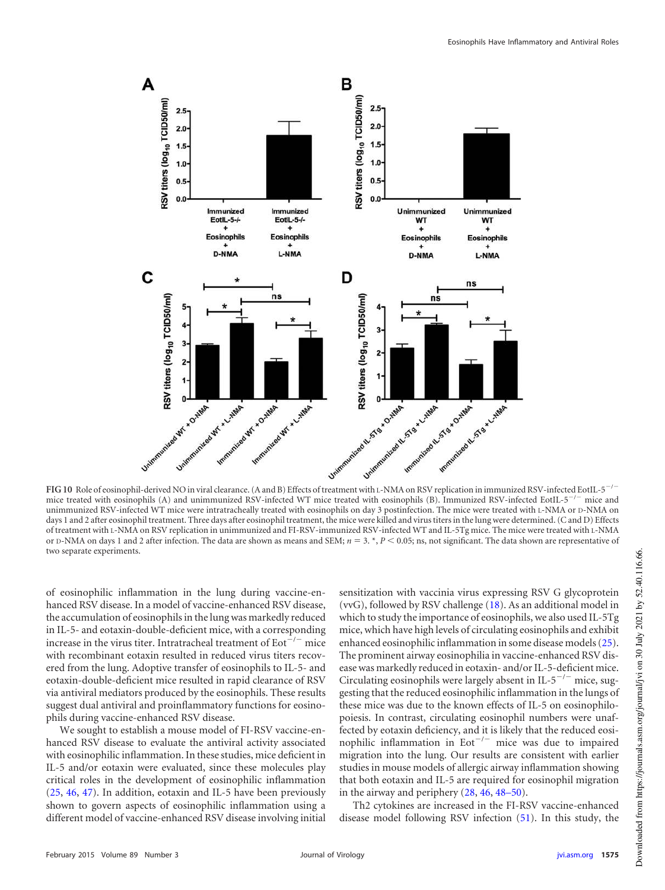FIG 10 Role of eosinophil-derived NO in viral clearance. (A and B) Effects of treatment with L-NMA on RSV replication in immunized RSV-infected EotIL-5$^{-/-}$ mice treated with eosinophils (A) and unimmunized RSV-infected WT mice treated with eosinophils (B). Immunized RSV-infected EotIL-5$^{-/-}$ mice and unimmunized RSV-infected WT mice were intratracheally treated with eosinophils on day 3 postinfection. The mice were treated with L-NMA or D-NMA on days 1 and 2 after eosinophil treatment. Three days after eosinophil treatment, the mice were killed and virus titers in the lung were determined. (C and D) Effects of treatment with L-NMA on RSV replication in unimmunized and FI-RSV-immunized RSV-infected WT and IL-5Tg mice. The mice were treated with L-NMA or D-NMA on days 1 and 2 after infection. The data are shown as means and SEM; $n = 3$. *, $P < 0.05$; ns, not significant. The data shown are representative of two separate experiments.

of eosinophilic inflammation in the lung during vaccine-enhanced RSV disease. In a model of vaccine-enhanced RSV disease, the accumulation of eosinophils in the lung was markedly reduced in IL-5- and eotaxin-double-deficient mice, with a corresponding increase in the virus titer. Intratracheal treatment of Eot$^{-/-}$ mice with recombinant eotaxin resulted in reduced virus titers recovered from the lung. Adoptive transfer of eosinophils to IL-5- and eotaxin-double-deficient mice resulted in rapid clearance of RSV via antiviral mediators produced by the eosinophils. These results suggest dual antiviral and proinflammatory functions for eosinophils during vaccine-enhanced RSV disease.

We sought to establish a mouse model of FI-RSV vaccine-enhanced RSV disease to evaluate the antiviral activity associated with eosinophilic inflammation. In these studies, mice deficient in IL-5 and/or eotaxin were evaluated, since these molecules play critical roles in the development of eosinophilic inflammation (25, 46, 47). In addition, eotaxin and IL-5 have been previously shown to govern aspects of eosinophilic inflammation using a different model of vaccine-enhanced RSV disease involving initial sensitization with vaccinia virus expressing RSV G glycoprotein (vvG), followed by RSV challenge (18). As an additional model in which to study the importance of eosinophils, we also used IL-5Tg mice, which have high levels of circulating eosinophils and exhibit enhanced eosinophilic inflammation in some disease models (25). The prominent airway eosinophilia in vaccine-enhanced RSV disease was markedly reduced in eotaxin- and/or IL-5-deficient mice. Circulating eosinophils were largely absent in IL-5$^{-/-}$ mice, suggesting that the reduced eosinophilic inflammation in the lungs of these mice was due to the known effects of IL-5 on eosinophilopoiesis. In contrast, circulating eosinophil numbers were unaffected by eotaxin deficiency, and it is likely that the reduced eosinophilic inflammation in Eot$^{-/-}$ mice was due to impaired migration into the lung. Our results are consistent with earlier studies in mouse models of allergic airway inflammation showing that both eotaxin and IL-5 are required for eosinophil migration in the airway and periphery (28, 46, 48–50).

Th2 cytokines are increased in the FI-RSV vaccine-enhanced disease model following RSV infection (51). In this study, the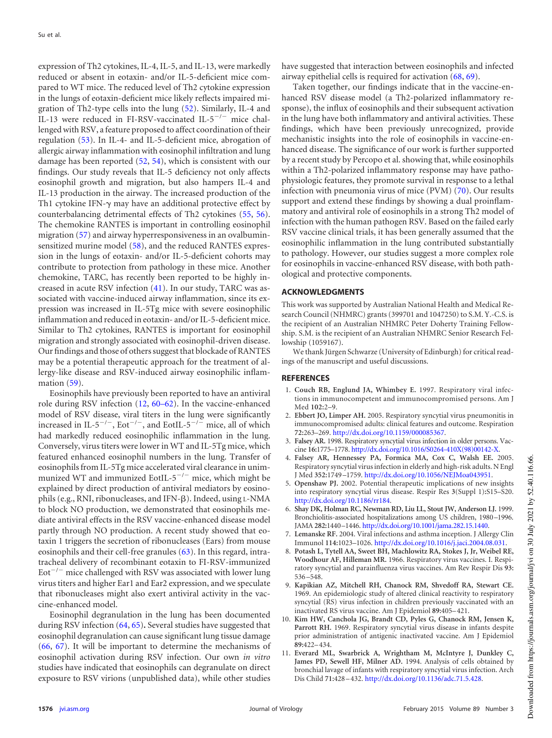expression of Th2 cytokines, IL-4, IL-5, and IL-13, were markedly reduced or absent in eotaxin- and/or IL-5-deficient mice compared to WT mice. The reduced level of Th2 cytokine expression in the lungs of eotaxin-deficient mice likely reflects impaired migration of Th2-type cells into the lung (52). Similarly, IL-4 and IL-13 were reduced in FI-RSV-vaccinated IL-$5^{-/-}$ mice challenged with RSV, a feature proposed to affect coordination of their regulation (53). In IL-4- and IL-5-deficient mice, abrogation of allergic airway inflammation with eosinophil infiltration and lung damage has been reported (52, 54), which is consistent with our findings. Our study reveals that IL-5 deficiency not only affects eosinophil growth and migration, but also hampers IL-4 and IL-13 production in the airway. The increased production of the Th1 cytokine IFN-$\gamma$ may have an additional protective effect by counterbalancing detrimental effects of Th2 cytokines (55, 56). The chemokine RANTES is important in controlling eosinophil migration (57) and airway hyperresponsiveness in an ovalbumin-sensitized murine model (58), and the reduced RANTES expression in the lungs of eotaxin- and/or IL-5-deficient cohorts may contribute to protection from pathology in these mice. Another chemokine, TARC, has recently been reported to be highly increased in acute RSV infection (41). In our study, TARC was associated with vaccine-induced airway inflammation, since its expression was increased in IL-5Tg mice with severe eosinophilic inflammation and reduced in eotaxin- and/or IL-5-deficient mice. Similar to Th2 cytokines, RANTES is important for eosinophil migration and strongly associated with eosinophil-driven disease. Our findings and those of others suggest that blockade of RANTES may be a potential therapeutic approach for the treatment of allergy-like disease and RSV-induced airway eosinophilic inflammation (59).

Eosinophils have previously been reported to have an antiviral role during RSV infection (12, 60–62). In the vaccine-enhanced model of RSV disease, viral titers in the lung were significantly increased in IL-$5^{-/-}$, Eot$^{-/-}$, and EotIL-$5^{-/-}$ mice, all of which had markedly reduced eosinophilic inflammation in the lung. Conversely, virus titers were lower in WT and IL-5Tg mice, which featured enhanced eosinophil numbers in the lung. Transfer of eosinophils from IL-5Tg mice accelerated viral clearance in unimmunized WT and immunized EotIL-$5^{-/-}$ mice, which might be explained by direct production of antiviral mediators by eosinophils (e.g., RNI, ribonucleases, and IFN-$\beta$). Indeed, using L-NMA to block NO production, we demonstrated that eosinophils mediate antiviral effects in the RSV vaccine-enhanced disease model partly through NO production. A recent study showed that eotaxin 1 triggers the secretion of ribonucleases (Ears) from mouse eosinophils and their cell-free granules (63). In this regard, intratracheal delivery of recombinant eotaxin to FI-RSV-immunized Eot$^{-/-}$ mice challenged with RSV was associated with lower lung virus titers and higher Ear1 and Ear2 expression, and we speculate that ribonucleases might also exert antiviral activity in the vaccine-enhanced model.

Eosinophil degranulation in the lung has been documented during RSV infection (64, 65). Several studies have suggested that eosinophil degranulation can cause significant lung tissue damage (66, 67). It will be important to determine the mechanisms of eosinophil activation during RSV infection. Our own *in vitro* studies have indicated that eosinophils can degranulate on direct exposure to RSV virions (unpublished data), while other studies have suggested that interaction between eosinophils and infected airway epithelial cells is required for activation (68, 69).

Taken together, our findings indicate that in the vaccine-enhanced RSV disease model (a Th2-polarized inflammatory response), the influx of eosinophils and their subsequent activation in the lung have both inflammatory and antiviral activities. These findings, which have been previously unrecognized, provide mechanistic insights into the role of eosinophils in vaccine-enhanced disease. The significance of our work is further supported by a recent study by Percopo et al. showing that, while eosinophils within a Th2-polarized inflammatory response may have pathophysiologic features, they promote survival in response to a lethal infection with pneumonia virus of mice (PVM) (70). Our results support and extend these findings by showing a dual proinflammatory and antiviral role of eosinophils in a strong Th2 model of infection with the human pathogen RSV. Based on the failed early RSV vaccine clinical trials, it has been generally assumed that the eosinophilic inflammation in the lung contributed substantially to pathology. However, our studies suggest a more complex role for eosinophils in vaccine-enhanced RSV disease, with both pathological and protective components.

## ACKNOWLEDGMENTS

This work was supported by Australian National Health and Medical Research Council (NHMRC) grants (399701 and 1047250) to S.M. Y.-C.S. is the recipient of an Australian NHMRC Peter Doherty Training Fellowship. S.M. is the recipient of an Australian NHMRC Senior Research Fellowship (1059167).

We thank Jürgen Schwarze (University of Edinburgh) for critical readings of the manuscript and useful discussions.

## REFERENCES

1. **Couch RB, Englund JA, Whimbey E.** 1997. Respiratory viral infections in immunocompetent and immunocompromised persons. Am J Med **102:**2–9.
2. **Ebbert JO, Limper AH.** 2005. Respiratory syncytial virus pneumonitis in immunocompromised adults: clinical features and outcome. Respiration **72:**263–269. http://dx.doi.org/10.1159/000085367.
3. **Falsey AR.** 1998. Respiratory syncytial virus infection in older persons. Vaccine **16:**1775–1778. http://dx.doi.org/10.1016/S0264-410X(98)00142-X.
4. **Falsey AR, Hennessey PA, Formica MA, Cox C, Walsh EE.** 2005. Respiratory syncytial virus infection in elderly and high-risk adults. N Engl J Med **352:**1749–1759. http://dx.doi.org/10.1056/NEJMoa043951.
5. **Openshaw PJ.** 2002. Potential therapeutic implications of new insights into respiratory syncytial virus disease. Respir Res **3**(Suppl 1)**:**S15–S20. http://dx.doi.org/10.1186/rr184.
6. **Shay DK, Holman RC, Newman RD, Liu LL, Stout JW, Anderson LJ.** 1999. Bronchiolitis-associated hospitalizations among US children, 1980–1996. JAMA **282:**1440–1446. http://dx.doi.org/10.1001/jama.282.15.1440.
7. **Lemanske RF.** 2004. Viral infections and asthma inception. J Allergy Clin Immunol **114:**1023–1026. http://dx.doi.org/10.1016/j.jaci.2004.08.031.
8. **Potash L, Tytell AA, Sweet BH, Machlowitz RA, Stokes J, Jr, Weibel RE, Woodhour AF, Hilleman MR.** 1966. Respiratory virus vaccines. I. Respiratory syncytial and parainfluenza virus vaccines. Am Rev Respir Dis **93:** 536–548.
9. **Kapikian AZ, Mitchell RH, Chanock RM, Shvedoff RA, Stewart CE.** 1969. An epidemiologic study of altered clinical reactivity to respiratory syncytial (RS) virus infection in children previously vaccinated with an inactivated RS virus vaccine. Am J Epidemiol **89:**405–421.
10. **Kim HW, Canchola JG, Brandt CD, Pyles G, Chanock RM, Jensen K, Parrott RH.** 1969. Respiratory syncytial virus disease in infants despite prior administration of antigenic inactivated vaccine. Am J Epidemiol **89:**422–434.
11. **Everard ML, Swarbrick A, Wrightham M, McIntyre J, Dunkley C, James PD, Sewell HF, Milner AD.** 1994. Analysis of cells obtained by bronchial lavage of infants with respiratory syncytial virus infection. Arch Dis Child **71:**428–432. http://dx.doi.org/10.1136/adc.71.5.428.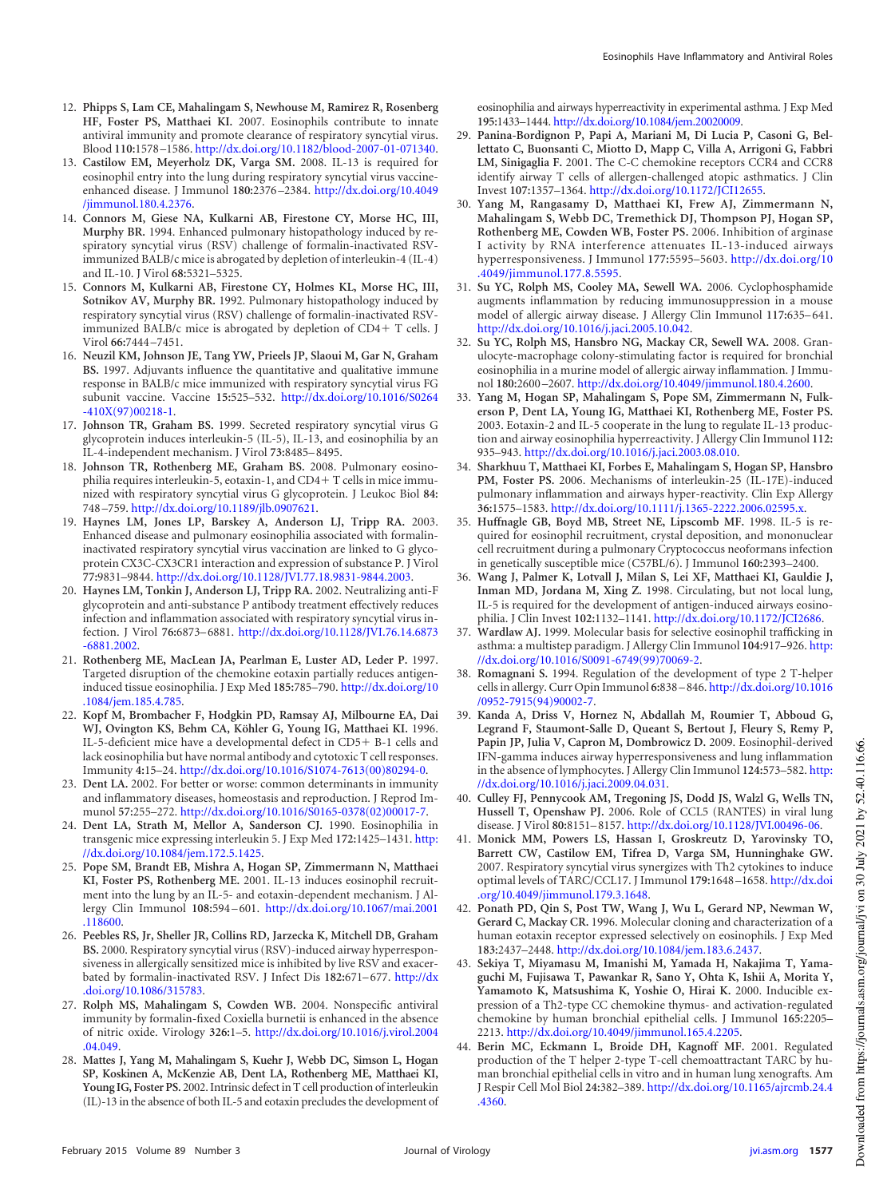12. **Phipps S, Lam CE, Mahalingam S, Newhouse M, Ramirez R, Rosenberg HF, Foster PS, Matthaei KI.** 2007. Eosinophils contribute to innate antiviral immunity and promote clearance of respiratory syncytial virus. Blood **110:**1578–1586. http://dx.doi.org/10.1182/blood-2007-01-071340.
13. **Castilow EM, Meyerholz DK, Varga SM.** 2008. IL-13 is required for eosinophil entry into the lung during respiratory syncytial virus vaccine-enhanced disease. J Immunol **180:**2376–2384. http://dx.doi.org/10.4049/jimmunol.180.4.2376.
14. **Connors M, Giese NA, Kulkarni AB, Firestone CY, Morse HC, III, Murphy BR.** 1994. Enhanced pulmonary histopathology induced by respiratory syncytial virus (RSV) challenge of formalin-inactivated RSV-immunized BALB/c mice is abrogated by depletion of interleukin-4 (IL-4) and IL-10. J Virol **68:**5321–5325.
15. **Connors M, Kulkarni AB, Firestone CY, Holmes KL, Morse HC, III, Sotnikov AV, Murphy BR.** 1992. Pulmonary histopathology induced by respiratory syncytial virus (RSV) challenge of formalin-inactivated RSV-immunized BALB/c mice is abrogated by depletion of CD4+ T cells. J Virol **66:**7444–7451.
16. **Neuzil KM, Johnson JE, Tang YW, Prieels JP, Slaoui M, Gar N, Graham BS.** 1997. Adjuvants influence the quantitative and qualitative immune response in BALB/c mice immunized with respiratory syncytial virus FG subunit vaccine. Vaccine **15:**525–532. http://dx.doi.org/10.1016/S0264-410X(97)00218-1.
17. **Johnson TR, Graham BS.** 1999. Secreted respiratory syncytial virus G glycoprotein induces interleukin-5 (IL-5), IL-13, and eosinophilia by an IL-4-independent mechanism. J Virol **73:**8485–8495.
18. **Johnson TR, Rothenberg ME, Graham BS.** 2008. Pulmonary eosinophilia requires interleukin-5, eotaxin-1, and CD4+ T cells in mice immunized with respiratory syncytial virus G glycoprotein. J Leukoc Biol **84:**748–759. http://dx.doi.org/10.1189/jlb.0907621.
19. **Haynes LM, Jones LP, Barskey A, Anderson LJ, Tripp RA.** 2003. Enhanced disease and pulmonary eosinophilia associated with formalin-inactivated respiratory syncytial virus vaccination are linked to G glycoprotein CX3C-CX3CR1 interaction and expression of substance P. J Virol **77:**9831–9844. http://dx.doi.org/10.1128/JVI.77.18.9831-9844.2003.
20. **Haynes LM, Tonkin J, Anderson LJ, Tripp RA.** 2002. Neutralizing anti-F glycoprotein and anti-substance P antibody treatment effectively reduces infection and inflammation associated with respiratory syncytial virus infection. J Virol **76:**6873–6881. http://dx.doi.org/10.1128/JVI.76.14.6873-6881.2002.
21. **Rothenberg ME, MacLean JA, Pearlman E, Luster AD, Leder P.** 1997. Targeted disruption of the chemokine eotaxin partially reduces antigen-induced tissue eosinophilia. J Exp Med **185:**785–790. http://dx.doi.org/10.1084/jem.185.4.785.
22. **Kopf M, Brombacher F, Hodgkin PD, Ramsay AJ, Milbourne EA, Dai WJ, Ovington KS, Behm CA, Köhler G, Young IG, Matthaei KI.** 1996. IL-5-deficient mice have a developmental defect in CD5+ B-1 cells and lack eosinophilia but have normal antibody and cytotoxic T cell responses. Immunity **4:**15–24. http://dx.doi.org/10.1016/S1074-7613(00)80294-0.
23. **Dent LA.** 2002. For better or worse: common determinants in immunity and inflammatory diseases, homeostasis and reproduction. J Reprod Immunol **57:**255–272. http://dx.doi.org/10.1016/S0165-0378(02)00017-7.
24. **Dent LA, Strath M, Mellor A, Sanderson CJ.** 1990. Eosinophilia in transgenic mice expressing interleukin 5. J Exp Med **172:**1425–1431. http://dx.doi.org/10.1084/jem.172.5.1425.
25. **Pope SM, Brandt EB, Mishra A, Hogan SP, Zimmermann N, Matthaei KI, Foster PS, Rothenberg ME.** 2001. IL-13 induces eosinophil recruitment into the lung by an IL-5- and eotaxin-dependent mechanism. J Allergy Clin Immunol **108:**594–601. http://dx.doi.org/10.1067/mai.2001.118600.
26. **Peebles RS, Jr, Sheller JR, Collins RD, Jarzecka K, Mitchell DB, Graham BS.** 2000. Respiratory syncytial virus (RSV)-induced airway hyperresponsiveness in allergically sensitized mice is inhibited by live RSV and exacerbated by formalin-inactivated RSV. J Infect Dis **182:**671–677. http://dx.doi.org/10.1086/315783.
27. **Rolph MS, Mahalingam S, Cowden WB.** 2004. Nonspecific antiviral immunity by formalin-fixed Coxiella burnetii is enhanced in the absence of nitric oxide. Virology **326:**1–5. http://dx.doi.org/10.1016/j.virol.2004.04.049.
28. **Mattes J, Yang M, Mahalingam S, Kuehr J, Webb DC, Simson L, Hogan SP, Koskinen A, McKenzie AB, Dent LA, Rothenberg ME, Matthaei KI, Young IG, Foster PS.** 2002. Intrinsic defect in T cell production of interleukin (IL)-13 in the absence of both IL-5 and eotaxin precludes the development of eosinophilia and airways hyperreactivity in experimental asthma. J Exp Med **195:**1433–1444. http://dx.doi.org/10.1084/jem.20020009.
29. **Panina-Bordignon P, Papi A, Mariani M, Di Lucia P, Casoni G, Bellettato C, Buonsanti C, Miotto D, Mapp C, Villa A, Arrigoni G, Fabbri LM, Sinigaglia F.** 2001. The C-C chemokine receptors CCR4 and CCR8 identify airway T cells of allergen-challenged atopic asthmatics. J Clin Invest **107:**1357–1364. http://dx.doi.org/10.1172/JCI12655.
30. **Yang M, Rangasamy D, Matthaei KI, Frew AJ, Zimmermann N, Mahalingam S, Webb DC, Tremethick DJ, Thompson PJ, Hogan SP, Rothenberg ME, Cowden WB, Foster PS.** 2006. Inhibition of arginase I activity by RNA interference attenuates IL-13-induced airways hyperresponsiveness. J Immunol **177:**5595–5603. http://dx.doi.org/10.4049/jimmunol.177.8.5595.
31. **Su YC, Rolph MS, Cooley MA, Sewell WA.** 2006. Cyclophosphamide augments inflammation by reducing immunosuppression in a mouse model of allergic airway disease. J Allergy Clin Immunol **117:**635–641. http://dx.doi.org/10.1016/j.jaci.2005.10.042.
32. **Su YC, Rolph MS, Hansbro NG, Mackay CR, Sewell WA.** 2008. Granulocyte-macrophage colony-stimulating factor is required for bronchial eosinophilia in a murine model of allergic airway inflammation. J Immunol **180:**2600–2607. http://dx.doi.org/10.4049/jimmunol.180.4.2600.
33. **Yang M, Hogan SP, Mahalingam S, Pope SM, Zimmermann N, Fulkerson P, Dent LA, Young IG, Matthaei KI, Rothenberg ME, Foster PS.** 2003. Eotaxin-2 and IL-5 cooperate in the lung to regulate IL-13 production and airway eosinophilia hyperreactivity. J Allergy Clin Immunol **112:**935–943. http://dx.doi.org/10.1016/j.jaci.2003.08.010.
34. **Sharkhuu T, Matthaei KI, Forbes E, Mahalingam S, Hogan SP, Hansbro PM, Foster PS.** 2006. Mechanisms of interleukin-25 (IL-17E)-induced pulmonary inflammation and airways hyper-reactivity. Clin Exp Allergy **36:**1575–1583. http://dx.doi.org/10.1111/j.1365-2222.2006.02595.x.
35. **Huffnagle GB, Boyd MB, Street NE, Lipscomb MF.** 1998. IL-5 is required for eosinophil recruitment, crystal deposition, and mononuclear cell recruitment during a pulmonary Cryptococcus neoformans infection in genetically susceptible mice (C57BL/6). J Immunol **160:**2393–2400.
36. **Wang J, Palmer K, Lotvall J, Milan S, Lei XF, Matthaei KI, Gauldie J, Inman MD, Jordana M, Xing Z.** 1998. Circulating, but not local lung, IL-5 is required for the development of antigen-induced airways eosinophilia. J Clin Invest **102:**1132–1141. http://dx.doi.org/10.1172/JCI2686.
37. **Wardlaw AJ.** 1999. Molecular basis for selective eosinophil trafficking in asthma: a multistep paradigm. J Allergy Clin Immunol **104:**917–926. http://dx.doi.org/10.1016/S0091-6749(99)70069-2.
38. **Romagnani S.** 1994. Regulation of the development of type 2 T-helper cells in allergy. Curr Opin Immunol **6:**838–846. http://dx.doi.org/10.1016/0952-7915(94)90002-7.
39. **Kanda A, Driss V, Hornez N, Abdallah M, Roumier T, Abboud G, Legrand F, Staumont-Sallé D, Queant S, Bertout J, Fleury S, Remy P, Papin JP, Julia V, Capron M, Dombrowicz D.** 2009. Eosinophil-derived IFN-gamma induces airway hyperresponsiveness and lung inflammation in the absence of lymphocytes. J Allergy Clin Immunol **124:**573–582. http://dx.doi.org/10.1016/j.jaci.2009.04.031.
40. **Culley FJ, Pennycook AM, Tregoning JS, Dodd JS, Walzl G, Wells TN, Hussell T, Openshaw PJ.** 2006. Role of CCL5 (RANTES) in viral lung disease. J Virol **80:**8151–8157. http://dx.doi.org/10.1128/JVI.00496-06.
41. **Monick MM, Powers LS, Hassan I, Groskreutz D, Yarovinsky TO, Barrett CW, Castilow EM, Tifrea D, Varga SM, Hunninghake GW.** 2007. Respiratory syncytial virus synergizes with Th2 cytokines to induce optimal levels of TARC/CCL17. J Immunol **179:**1648–1658. http://dx.doi.org/10.4049/jimmunol.179.3.1648.
42. **Ponath PD, Qin S, Post TW, Wang J, Wu L, Gerard NP, Newman W, Gerard C, Mackay CR.** 1996. Molecular cloning and characterization of a human eotaxin receptor expressed selectively on eosinophils. J Exp Med **183:**2437–2448. http://dx.doi.org/10.1084/jem.183.6.2437.
43. **Sekiya T, Miyamasu M, Imanishi M, Yamada H, Nakajima T, Yamaguchi M, Fujisawa T, Pawankar R, Sano Y, Ohta K, Ishii A, Morita Y, Yamamoto K, Matsushima K, Yoshie O, Hirai K.** 2000. Inducible expression of a Th2-type CC chemokine thymus- and activation-regulated chemokine by human bronchial epithelial cells. J Immunol **165:**2205–2213. http://dx.doi.org/10.4049/jimmunol.165.4.2205.
44. **Berin MC, Eckmann L, Broide DH, Kagnoff MF.** 2001. Regulated production of the T helper 2-type T-cell chemoattractant TARC by human bronchial epithelial cells in vitro and in human lung xenografts. Am J Respir Cell Mol Biol **24:**382–389. http://dx.doi.org/10.1165/ajrcmb.24.4.4360.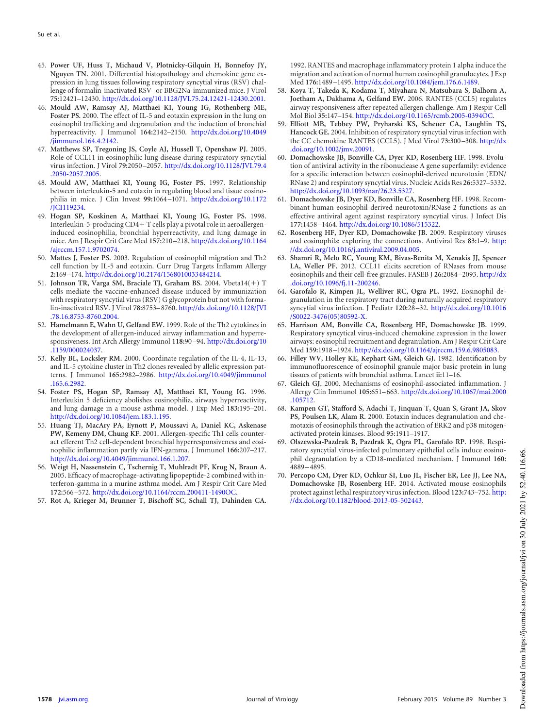45. **Power UF, Huss T, Michaud V, Plotnicky-Gilquin H, Bonnefoy JY, Nguyen TN.** 2001. Differential histopathology and chemokine gene expression in lung tissues following respiratory syncytial virus (RSV) challenge of formalin-inactivated RSV- or BBG2Na-immunized mice. J Virol **75:**12421–12430. http://dx.doi.org/10.1128/JVI.75.24.12421-12430.2001.
46. **Mould AW, Ramsay AJ, Matthaei KI, Young IG, Rothenberg ME, Foster PS.** 2000. The effect of IL-5 and eotaxin expression in the lung on eosinophil trafficking and degranulation and the induction of bronchial hyperreactivity. J Immunol **164:**2142–2150. http://dx.doi.org/10.4049/jimmunol.164.4.2142.
47. **Matthews SP, Tregoning JS, Coyle AJ, Hussell T, Openshaw PJ.** 2005. Role of CCL11 in eosinophilic lung disease during respiratory syncytial virus infection. J Virol **79:**2050–2057. http://dx.doi.org/10.1128/JVI.79.4.2050-2057.2005.
48. **Mould AW, Matthaei KI, Young IG, Foster PS.** 1997. Relationship between interleukin-5 and eotaxin in regulating blood and tissue eosinophilia in mice. J Clin Invest **99:**1064–1071. http://dx.doi.org/10.1172/JCI119234.
49. **Hogan SP, Koskinen A, Matthaei KI, Young IG, Foster PS.** 1998. Interleukin-5-producing CD4+ T cells play a pivotal role in aeroallergen-induced eosinophilia, bronchial hyperreactivity, and lung damage in mice. Am J Respir Crit Care Med **157:**210–218. http://dx.doi.org/10.1164/ajrccm.157.1.9702074.
50. **Mattes J, Foster PS.** 2003. Regulation of eosinophil migration and Th2 cell function by IL-5 and eotaxin. Curr Drug Targets Inflamm Allergy **2:**169–174. http://dx.doi.org/10.2174/1568010033484214.
51. **Johnson TR, Varga SM, Braciale TJ, Graham BS.** 2004. Vbeta14(+) T cells mediate the vaccine-enhanced disease induced by immunization with respiratory syncytial virus (RSV) G glycoprotein but not with formalin-inactivated RSV. J Virol **78:**8753–8760. http://dx.doi.org/10.1128/JVI.78.16.8753-8760.2004.
52. **Hamelmann E, Wahn U, Gelfand EW.** 1999. Role of the Th2 cytokines in the development of allergen-induced airway inflammation and hyperresponsiveness. Int Arch Allergy Immunol **118:**90–94. http://dx.doi.org/10.1159/000024037.
53. **Kelly BL, Locksley RM.** 2000. Coordinate regulation of the IL-4, IL-13, and IL-5 cytokine cluster in Th2 clones revealed by allelic expression patterns. J Immunol **165:**2982–2986. http://dx.doi.org/10.4049/jimmunol.165.6.2982.
54. **Foster PS, Hogan SP, Ramsay AJ, Matthaei KI, Young IG.** 1996. Interleukin 5 deficiency abolishes eosinophilia, airways hyperreactivity, and lung damage in a mouse asthma model. J Exp Med **183:**195–201. http://dx.doi.org/10.1084/jem.183.1.195.
55. **Huang TJ, MacAry PA, Eynott P, Moussavi A, Daniel KC, Askenase PW, Kemeny DM, Chung KF.** 2001. Allergen-specific Th1 cells counteract efferent Th2 cell-dependent bronchial hyperresponsiveness and eosinophilic inflammation partly via IFN-gamma. J Immunol **166:**207–217. http://dx.doi.org/10.4049/jimmunol.166.1.207.
56. **Weigt H, Nassenstein C, Tschernig T, Muhlradt PF, Krug N, Braun A.** 2005. Efficacy of macrophage-activating lipopeptide-2 combined with interferon-gamma in a murine asthma model. Am J Respir Crit Care Med **172:**566–572. http://dx.doi.org/10.1164/rccm.200411-1490OC.
57. **Rot A, Krieger M, Brunner T, Bischoff SC, Schall TJ, Dahinden CA.** 1992. RANTES and macrophage inflammatory protein 1 alpha induce the migration and activation of normal human eosinophil granulocytes. J Exp Med **176:**1489–1495. http://dx.doi.org/10.1084/jem.176.6.1489.
58. **Koya T, Takeda K, Kodama T, Miyahara N, Matsubara S, Balhorn A, Joetham A, Dakhama A, Gelfand EW.** 2006. RANTES (CCL5) regulates airway responsiveness after repeated allergen challenge. Am J Respir Cell Mol Biol **35:**147–154. http://dx.doi.org/10.1165/rcmb.2005-0394OC.
59. **Elliott MB, Tebbey PW, Pryharski KS, Scheuer CA, Laughlin TS, Hancock GE.** 2004. Inhibition of respiratory syncytial virus infection with the CC chemokine RANTES (CCL5). J Med Virol **73:**300–308. http://dx.doi.org/10.1002/jmv.20091.
60. **Domachowske JB, Bonville CA, Dyer KD, Rosenberg HF.** 1998. Evolution of antiviral activity in the ribonuclease A gene superfamily: evidence for a specific interaction between eosinophil-derived neurotoxin (EDN/RNase 2) and respiratory syncytial virus. Nucleic Acids Res **26:**5327–5332. http://dx.doi.org/10.1093/nar/26.23.5327.
61. **Domachowske JB, Dyer KD, Bonville CA, Rosenberg HF.** 1998. Recombinant human eosinophil-derived neurotoxin/RNase 2 functions as an effective antiviral agent against respiratory syncytial virus. J Infect Dis **177:**1458–1464. http://dx.doi.org/10.1086/515322.
62. **Rosenberg HF, Dyer KD, Domachowske JB.** 2009. Respiratory viruses and eosinophils: exploring the connections. Antiviral Res **83:**1–9. http://dx.doi.org/10.1016/j.antiviral.2009.04.005.
63. **Shamri R, Melo RC, Young KM, Bivas-Benita M, Xenakis JJ, Spencer LA, Weller PF.** 2012. CCL11 elicits secretion of RNases from mouse eosinophils and their cell-free granules. FASEB J **26:**2084–2093. http://dx.doi.org/10.1096/fj.11-200246.
64. **Garofalo R, Kimpen JL, Welliver RC, Ogra PL.** 1992. Eosinophil degranulation in the respiratory tract during naturally acquired respiratory syncytial virus infection. J Pediatr **120:**28–32. http://dx.doi.org/10.1016/S0022-3476(05)80592-X.
65. **Harrison AM, Bonville CA, Rosenberg HF, Domachowske JB.** 1999. Respiratory syncytical virus-induced chemokine expression in the lower airways: eosinophil recruitment and degranulation. Am J Respir Crit Care Med **159:**1918–1924. http://dx.doi.org/10.1164/ajrccm.159.6.9805083.
66. **Filley WV, Holley KE, Kephart GM, Gleich GJ.** 1982. Identification by immunofluorescence of eosinophil granule major basic protein in lung tissues of patients with bronchial asthma. Lancet **ii:**11–16.
67. **Gleich GJ.** 2000. Mechanisms of eosinophil-associated inflammation. J Allergy Clin Immunol **105:**651–663. http://dx.doi.org/10.1067/mai.2000.105712.
68. **Kampen GT, Stafford S, Adachi T, Jinquan T, Quan S, Grant JA, Skov PS, Poulsen LK, Alam R.** 2000. Eotaxin induces degranulation and chemotaxis of eosinophils through the activation of ERK2 and p38 mitogen-activated protein kinases. Blood **95:**1911–1917.
69. **Olszewska-Pazdrak B, Pazdrak K, Ogra PL, Garofalo RP.** 1998. Respiratory syncytial virus-infected pulmonary epithelial cells induce eosinophil degranulation by a CD18-mediated mechanism. J Immunol **160:** 4889–4895.
70. **Percopo CM, Dyer KD, Ochkur SI, Luo JL, Fischer ER, Lee JJ, Lee NA, Domachowske JB, Rosenberg HF.** 2014. Activated mouse eosinophils protect against lethal respiratory virus infection. Blood **123:**743–752. http://dx.doi.org/10.1182/blood-2013-05-502443.